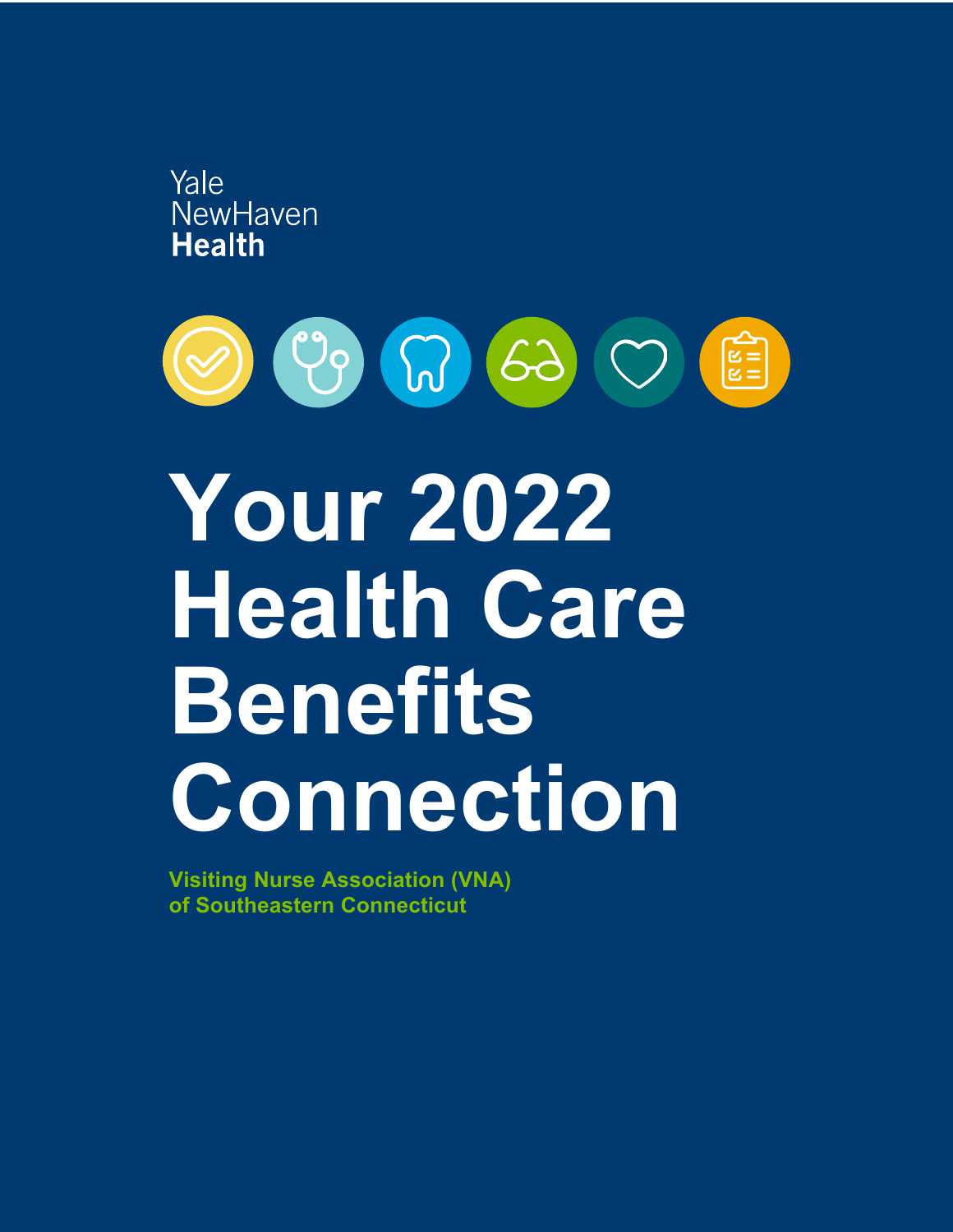Yale
NewHaven
**Health**

# Your 2022 Health Care Benefits Connection

**Visiting Nurse Association (VNA) of Southeastern Connecticut**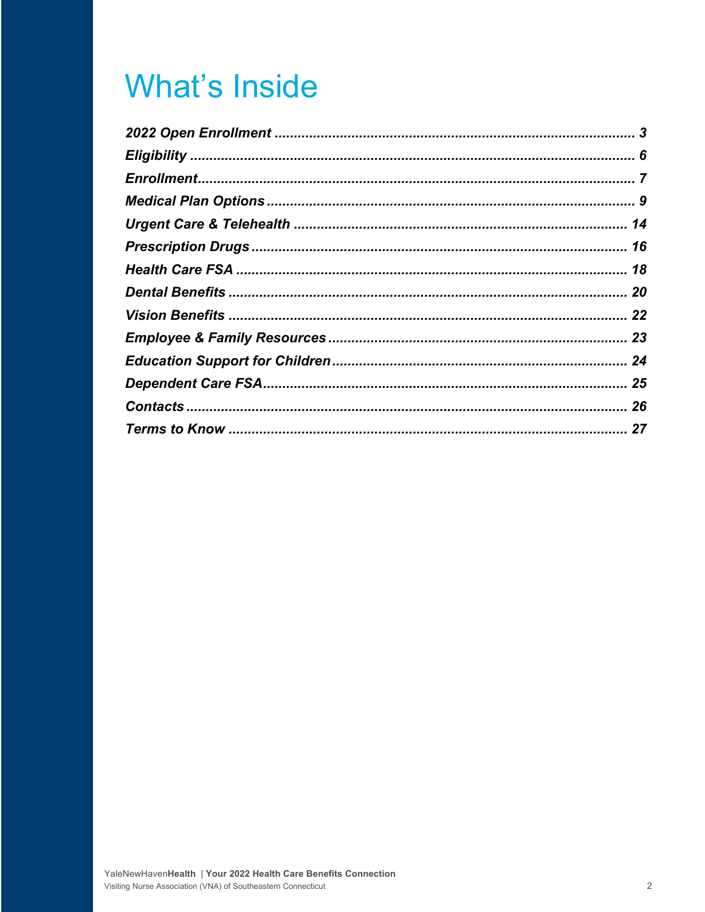# What's Inside

| | |
|---|---|
| ***2022 Open Enrollment*** | ***3*** |
| ***Eligibility*** | ***6*** |
| ***Enrollment*** | ***7*** |
| ***Medical Plan Options*** | ***9*** |
| ***Urgent Care & Telehealth*** | ***14*** |
| ***Prescription Drugs*** | ***16*** |
| ***Health Care FSA*** | ***18*** |
| ***Dental Benefits*** | ***20*** |
| ***Vision Benefits*** | ***22*** |
| ***Employee & Family Resources*** | ***23*** |
| ***Education Support for Children*** | ***24*** |
| ***Dependent Care FSA*** | ***25*** |
| ***Contacts*** | ***26*** |
| ***Terms to Know*** | ***27*** |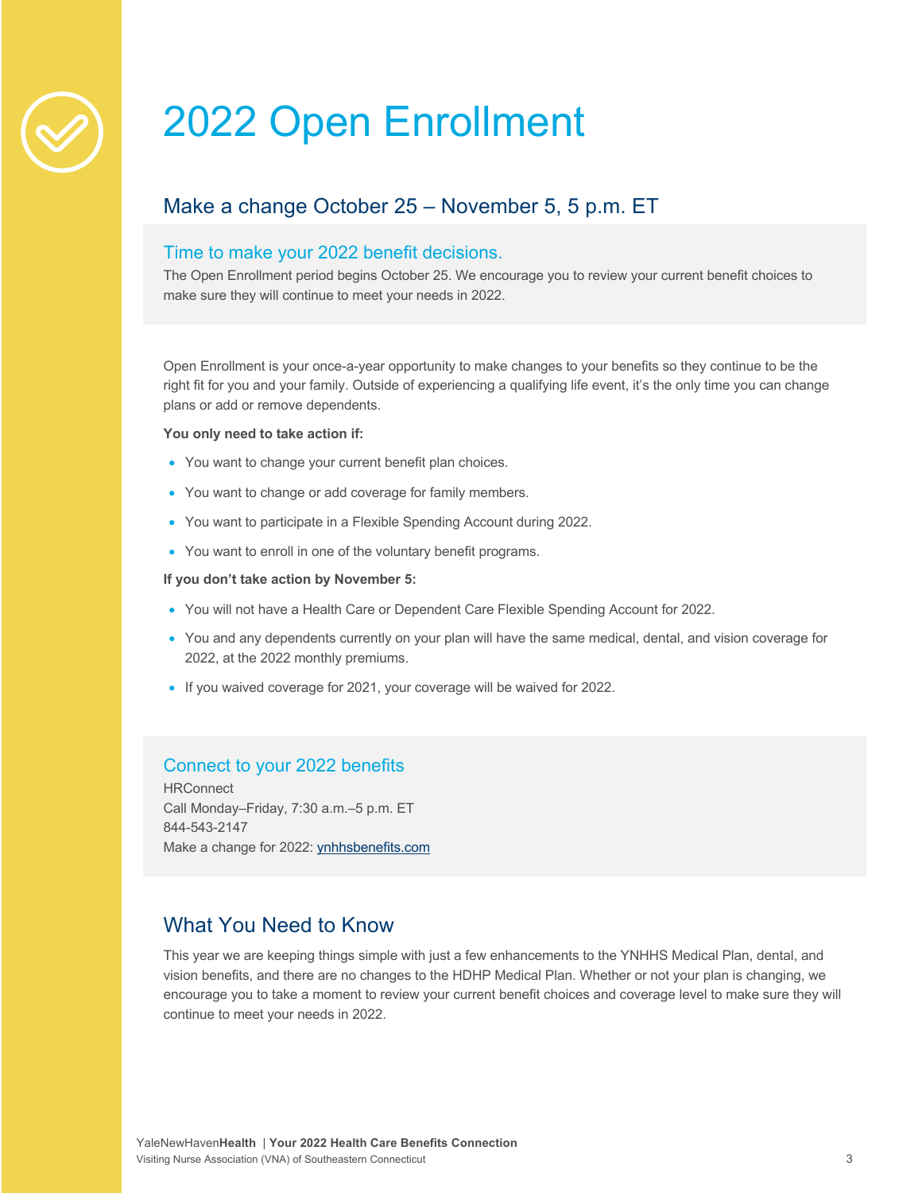# 2022 Open Enrollment

## Make a change October 25 – November 5, 5 p.m. ET

### Time to make your 2022 benefit decisions.

The Open Enrollment period begins October 25. We encourage you to review your current benefit choices to make sure they will continue to meet your needs in 2022.

Open Enrollment is your once-a-year opportunity to make changes to your benefits so they continue to be the right fit for you and your family. Outside of experiencing a qualifying life event, it's the only time you can change plans or add or remove dependents.

**You only need to take action if:**

- You want to change your current benefit plan choices.
- You want to change or add coverage for family members.
- You want to participate in a Flexible Spending Account during 2022.
- You want to enroll in one of the voluntary benefit programs.

**If you don't take action by November 5:**

- You will not have a Health Care or Dependent Care Flexible Spending Account for 2022.
- You and any dependents currently on your plan will have the same medical, dental, and vision coverage for 2022, at the 2022 monthly premiums.
- If you waived coverage for 2021, your coverage will be waived for 2022.

### Connect to your 2022 benefits

HRConnect
Call Monday–Friday, 7:30 a.m.–5 p.m. ET
844-543-2147
Make a change for 2022: [ynhhsbenefits.com](ynhhsbenefits.com)

## What You Need to Know

This year we are keeping things simple with just a few enhancements to the YNHHS Medical Plan, dental, and vision benefits, and there are no changes to the HDHP Medical Plan. Whether or not your plan is changing, we encourage you to take a moment to review your current benefit choices and coverage level to make sure they will continue to meet your needs in 2022.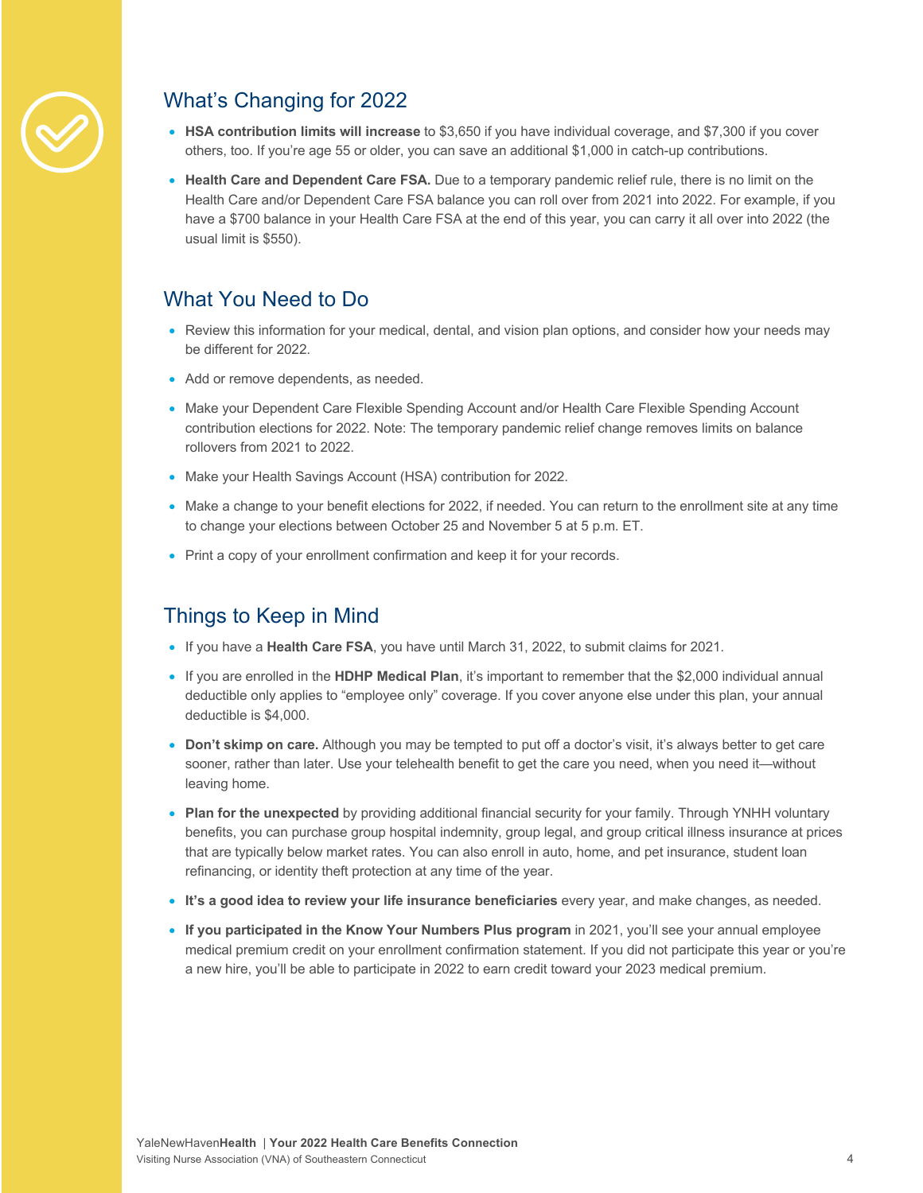## What's Changing for 2022

- **HSA contribution limits will increase** to $3,650 if you have individual coverage, and $7,300 if you cover others, too. If you're age 55 or older, you can save an additional $1,000 in catch-up contributions.
- **Health Care and Dependent Care FSA.** Due to a temporary pandemic relief rule, there is no limit on the Health Care and/or Dependent Care FSA balance you can roll over from 2021 into 2022. For example, if you have a $700 balance in your Health Care FSA at the end of this year, you can carry it all over into 2022 (the usual limit is $550).

## What You Need to Do

- Review this information for your medical, dental, and vision plan options, and consider how your needs may be different for 2022.
- Add or remove dependents, as needed.
- Make your Dependent Care Flexible Spending Account and/or Health Care Flexible Spending Account contribution elections for 2022. Note: The temporary pandemic relief change removes limits on balance rollovers from 2021 to 2022.
- Make your Health Savings Account (HSA) contribution for 2022.
- Make a change to your benefit elections for 2022, if needed. You can return to the enrollment site at any time to change your elections between October 25 and November 5 at 5 p.m. ET.
- Print a copy of your enrollment confirmation and keep it for your records.

## Things to Keep in Mind

- If you have a **Health Care FSA**, you have until March 31, 2022, to submit claims for 2021.
- If you are enrolled in the **HDHP Medical Plan**, it's important to remember that the $2,000 individual annual deductible only applies to "employee only" coverage. If you cover anyone else under this plan, your annual deductible is $4,000.
- **Don't skimp on care.** Although you may be tempted to put off a doctor's visit, it's always better to get care sooner, rather than later. Use your telehealth benefit to get the care you need, when you need it—without leaving home.
- **Plan for the unexpected** by providing additional financial security for your family. Through YNHH voluntary benefits, you can purchase group hospital indemnity, group legal, and group critical illness insurance at prices that are typically below market rates. You can also enroll in auto, home, and pet insurance, student loan refinancing, or identity theft protection at any time of the year.
- **It's a good idea to review your life insurance beneficiaries** every year, and make changes, as needed.
- **If you participated in the Know Your Numbers Plus program** in 2021, you'll see your annual employee medical premium credit on your enrollment confirmation statement. If you did not participate this year or you're a new hire, you'll be able to participate in 2022 to earn credit toward your 2023 medical premium.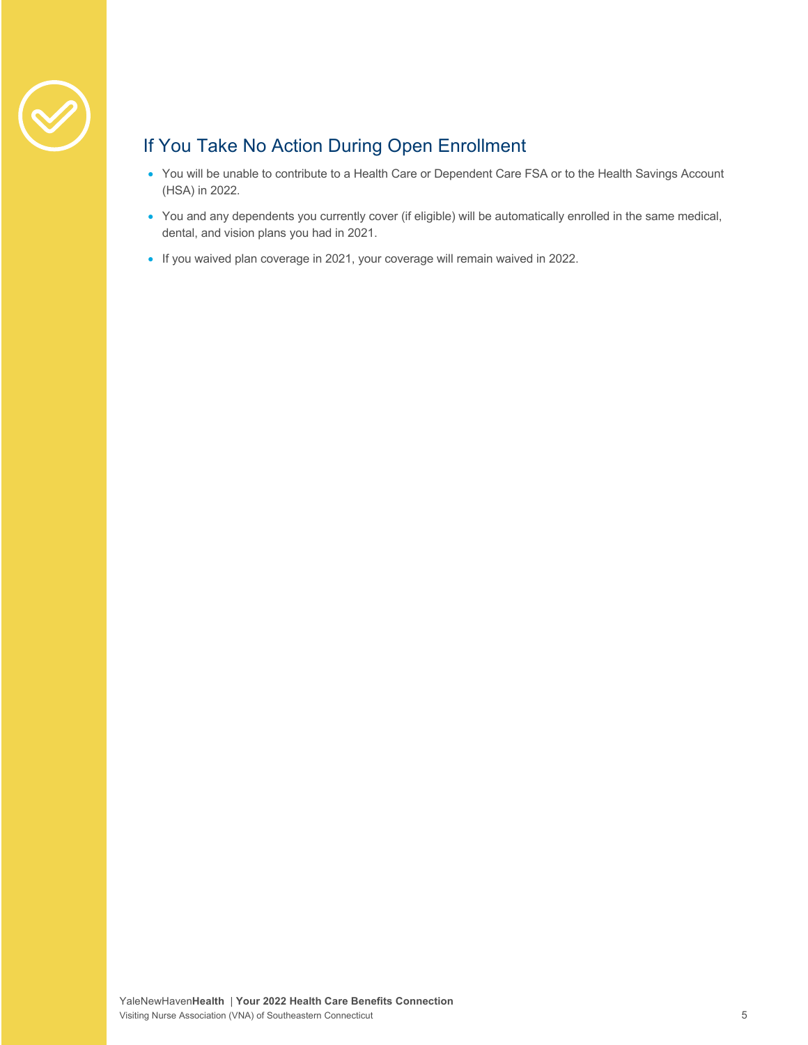## If You Take No Action During Open Enrollment

- You will be unable to contribute to a Health Care or Dependent Care FSA or to the Health Savings Account (HSA) in 2022.
- You and any dependents you currently cover (if eligible) will be automatically enrolled in the same medical, dental, and vision plans you had in 2021.
- If you waived plan coverage in 2021, your coverage will remain waived in 2022.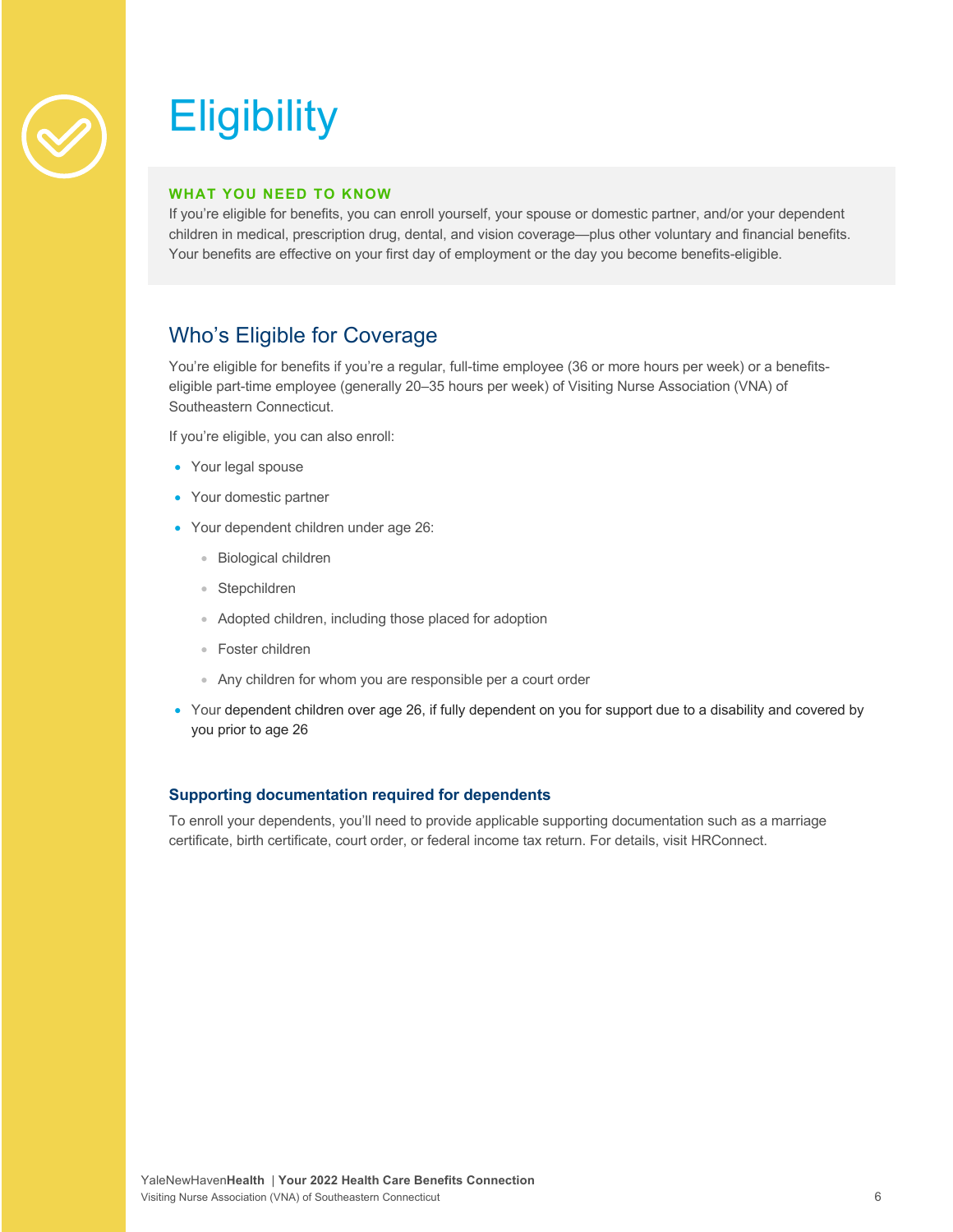# Eligibility

**WHAT YOU NEED TO KNOW**

If you're eligible for benefits, you can enroll yourself, your spouse or domestic partner, and/or your dependent children in medical, prescription drug, dental, and vision coverage—plus other voluntary and financial benefits. Your benefits are effective on your first day of employment or the day you become benefits-eligible.

## Who's Eligible for Coverage

You're eligible for benefits if you're a regular, full-time employee (36 or more hours per week) or a benefits-eligible part-time employee (generally 20–35 hours per week) of Visiting Nurse Association (VNA) of Southeastern Connecticut.

If you're eligible, you can also enroll:

- Your legal spouse
- Your domestic partner
- Your dependent children under age 26:
  - Biological children
  - Stepchildren
  - Adopted children, including those placed for adoption
  - Foster children
  - Any children for whom you are responsible per a court order
- Your dependent children over age 26, if fully dependent on you for support due to a disability and covered by you prior to age 26

### Supporting documentation required for dependents

To enroll your dependents, you'll need to provide applicable supporting documentation such as a marriage certificate, birth certificate, court order, or federal income tax return. For details, visit HRConnect.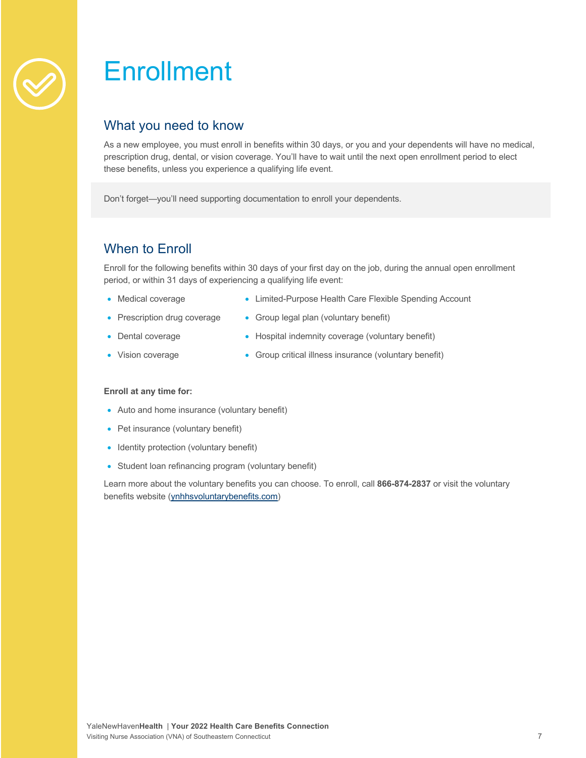# Enrollment

## What you need to know

As a new employee, you must enroll in benefits within 30 days, or you and your dependents will have no medical, prescription drug, dental, or vision coverage. You'll have to wait until the next open enrollment period to elect these benefits, unless you experience a qualifying life event.

Don't forget—you'll need supporting documentation to enroll your dependents.

## When to Enroll

Enroll for the following benefits within 30 days of your first day on the job, during the annual open enrollment period, or within 31 days of experiencing a qualifying life event:

- Medical coverage
- Prescription drug coverage
- Dental coverage
- Vision coverage
- Limited-Purpose Health Care Flexible Spending Account
- Group legal plan (voluntary benefit)
- Hospital indemnity coverage (voluntary benefit)
- Group critical illness insurance (voluntary benefit)

**Enroll at any time for:**

- Auto and home insurance (voluntary benefit)
- Pet insurance (voluntary benefit)
- Identity protection (voluntary benefit)
- Student loan refinancing program (voluntary benefit)

Learn more about the voluntary benefits you can choose. To enroll, call **866-874-2837** or visit the voluntary benefits website (ynhhsvoluntarybenefits.com)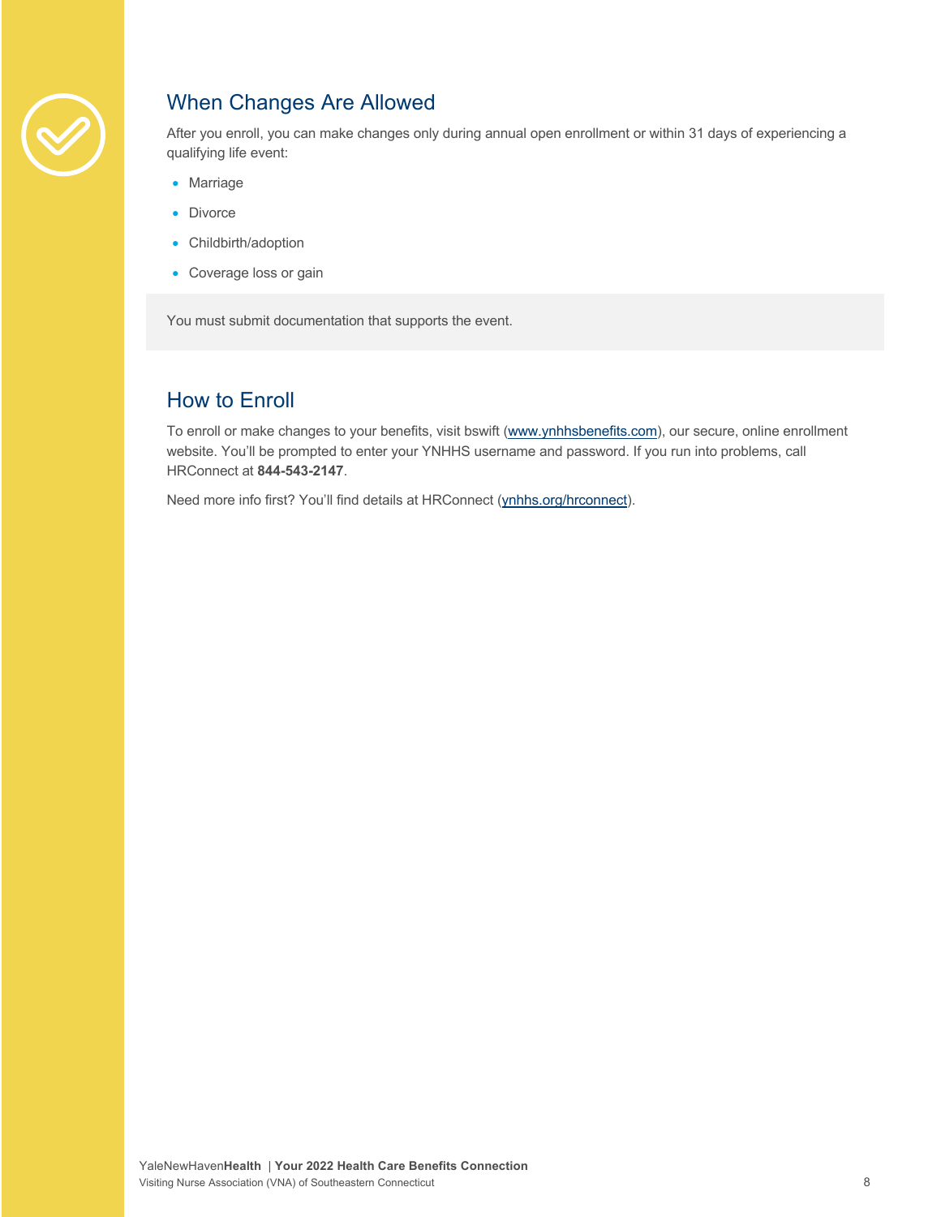## When Changes Are Allowed

After you enroll, you can make changes only during annual open enrollment or within 31 days of experiencing a qualifying life event:

- Marriage
- Divorce
- Childbirth/adoption
- Coverage loss or gain

You must submit documentation that supports the event.

## How to Enroll

To enroll or make changes to your benefits, visit bswift (www.ynhhsbenefits.com), our secure, online enrollment website. You'll be prompted to enter your YNHHS username and password. If you run into problems, call HRConnect at **844-543-2147**.

Need more info first? You'll find details at HRConnect (ynhhs.org/hrconnect).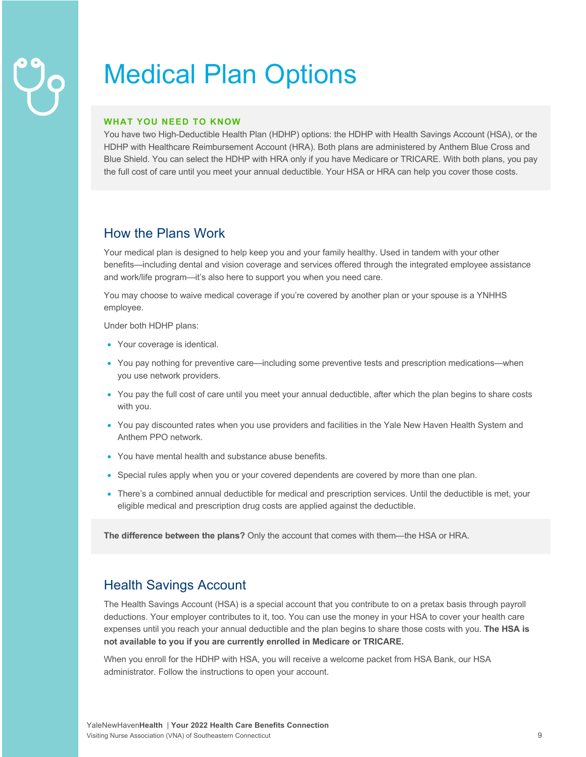# Medical Plan Options

**WHAT YOU NEED TO KNOW**

You have two High-Deductible Health Plan (HDHP) options: the HDHP with Health Savings Account (HSA), or the HDHP with Healthcare Reimbursement Account (HRA). Both plans are administered by Anthem Blue Cross and Blue Shield. You can select the HDHP with HRA only if you have Medicare or TRICARE. With both plans, you pay the full cost of care until you meet your annual deductible. Your HSA or HRA can help you cover those costs.

## How the Plans Work

Your medical plan is designed to help keep you and your family healthy. Used in tandem with your other benefits—including dental and vision coverage and services offered through the integrated employee assistance and work/life program—it's also here to support you when you need care.

You may choose to waive medical coverage if you're covered by another plan or your spouse is a YNHHS employee.

Under both HDHP plans:

- Your coverage is identical.
- You pay nothing for preventive care—including some preventive tests and prescription medications—when you use network providers.
- You pay the full cost of care until you meet your annual deductible, after which the plan begins to share costs with you.
- You pay discounted rates when you use providers and facilities in the Yale New Haven Health System and Anthem PPO network.
- You have mental health and substance abuse benefits.
- Special rules apply when you or your covered dependents are covered by more than one plan.
- There's a combined annual deductible for medical and prescription services. Until the deductible is met, your eligible medical and prescription drug costs are applied against the deductible.

**The difference between the plans?** Only the account that comes with them—the HSA or HRA.

## Health Savings Account

The Health Savings Account (HSA) is a special account that you contribute to on a pretax basis through payroll deductions. Your employer contributes to it, too. You can use the money in your HSA to cover your health care expenses until you reach your annual deductible and the plan begins to share those costs with you. **The HSA is not available to you if you are currently enrolled in Medicare or TRICARE.**

When you enroll for the HDHP with HSA, you will receive a welcome packet from HSA Bank, our HSA administrator. Follow the instructions to open your account.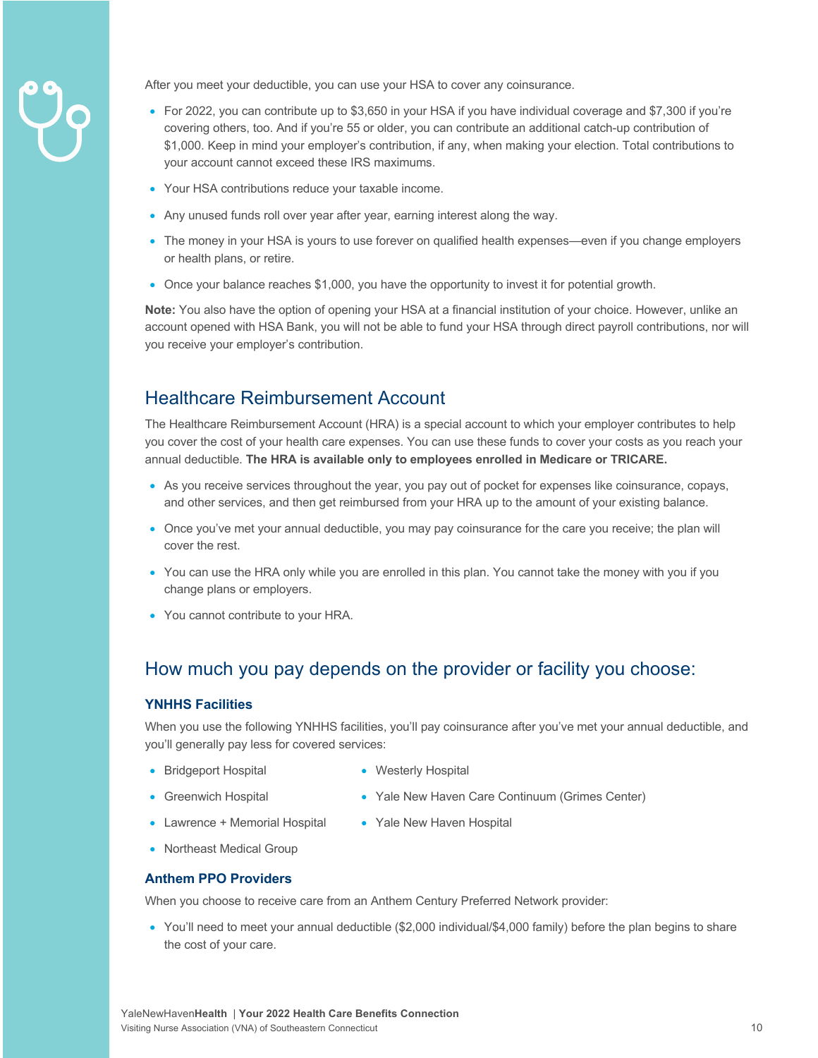After you meet your deductible, you can use your HSA to cover any coinsurance.

- For 2022, you can contribute up to $3,650 in your HSA if you have individual coverage and $7,300 if you're covering others, too. And if you're 55 or older, you can contribute an additional catch-up contribution of $1,000. Keep in mind your employer's contribution, if any, when making your election. Total contributions to your account cannot exceed these IRS maximums.
- Your HSA contributions reduce your taxable income.
- Any unused funds roll over year after year, earning interest along the way.
- The money in your HSA is yours to use forever on qualified health expenses—even if you change employers or health plans, or retire.
- Once your balance reaches $1,000, you have the opportunity to invest it for potential growth.

**Note:** You also have the option of opening your HSA at a financial institution of your choice. However, unlike an account opened with HSA Bank, you will not be able to fund your HSA through direct payroll contributions, nor will you receive your employer's contribution.

## Healthcare Reimbursement Account

The Healthcare Reimbursement Account (HRA) is a special account to which your employer contributes to help you cover the cost of your health care expenses. You can use these funds to cover your costs as you reach your annual deductible. **The HRA is available only to employees enrolled in Medicare or TRICARE.**

- As you receive services throughout the year, you pay out of pocket for expenses like coinsurance, copays, and other services, and then get reimbursed from your HRA up to the amount of your existing balance.
- Once you've met your annual deductible, you may pay coinsurance for the care you receive; the plan will cover the rest.
- You can use the HRA only while you are enrolled in this plan. You cannot take the money with you if you change plans or employers.
- You cannot contribute to your HRA.

## How much you pay depends on the provider or facility you choose:

### YNHHS Facilities

When you use the following YNHHS facilities, you'll pay coinsurance after you've met your annual deductible, and you'll generally pay less for covered services:

- Bridgeport Hospital
- Greenwich Hospital
- Lawrence + Memorial Hospital
- Northeast Medical Group
- Westerly Hospital
- Yale New Haven Care Continuum (Grimes Center)
- Yale New Haven Hospital

### Anthem PPO Providers

When you choose to receive care from an Anthem Century Preferred Network provider:

- You'll need to meet your annual deductible ($2,000 individual/$4,000 family) before the plan begins to share the cost of your care.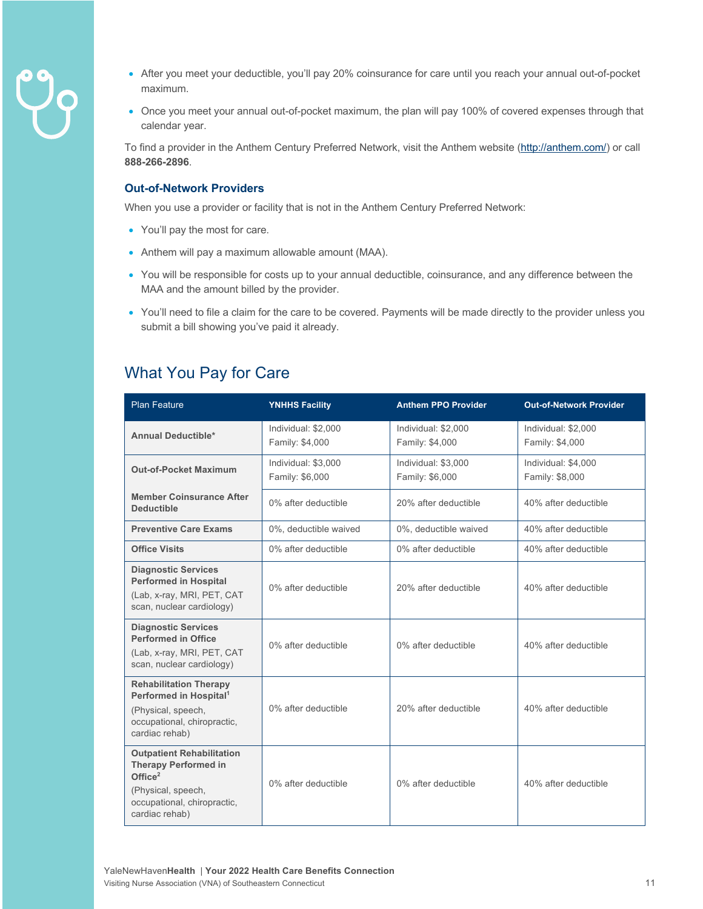- After you meet your deductible, you'll pay 20% coinsurance for care until you reach your annual out-of-pocket maximum.
- Once you meet your annual out-of-pocket maximum, the plan will pay 100% of covered expenses through that calendar year.

To find a provider in the Anthem Century Preferred Network, visit the Anthem website (http://anthem.com/) or call **888-266-2896**.

### Out-of-Network Providers

When you use a provider or facility that is not in the Anthem Century Preferred Network:

- You'll pay the most for care.
- Anthem will pay a maximum allowable amount (MAA).
- You will be responsible for costs up to your annual deductible, coinsurance, and any difference between the MAA and the amount billed by the provider.
- You'll need to file a claim for the care to be covered. Payments will be made directly to the provider unless you submit a bill showing you've paid it already.

## What You Pay for Care

| Plan Feature | YNHHS Facility | Anthem PPO Provider | Out-of-Network Provider |
|---|---|---|---|
| **Annual Deductible*** | Individual: $2,000<br>Family: $4,000 | Individual: $2,000<br>Family: $4,000 | Individual: $2,000<br>Family: $4,000 |
| **Out-of-Pocket Maximum** | Individual: $3,000<br>Family: $6,000 | Individual: $3,000<br>Family: $6,000 | Individual: $4,000<br>Family: $8,000 |
| **Member Coinsurance After Deductible** | 0% after deductible | 20% after deductible | 40% after deductible |
| **Preventive Care Exams** | 0%, deductible waived | 0%, deductible waived | 40% after deductible |
| **Office Visits** | 0% after deductible | 0% after deductible | 40% after deductible |
| **Diagnostic Services Performed in Hospital**<br>(Lab, x-ray, MRI, PET, CAT scan, nuclear cardiology) | 0% after deductible | 20% after deductible | 40% after deductible |
| **Diagnostic Services Performed in Office**<br>(Lab, x-ray, MRI, PET, CAT scan, nuclear cardiology) | 0% after deductible | 0% after deductible | 40% after deductible |
| **Rehabilitation Therapy Performed in Hospital**[1]<br>(Physical, speech, occupational, chiropractic, cardiac rehab) | 0% after deductible | 20% after deductible | 40% after deductible |
| **Outpatient Rehabilitation Therapy Performed in Office**[2]<br>(Physical, speech, occupational, chiropractic, cardiac rehab) | 0% after deductible | 0% after deductible | 40% after deductible |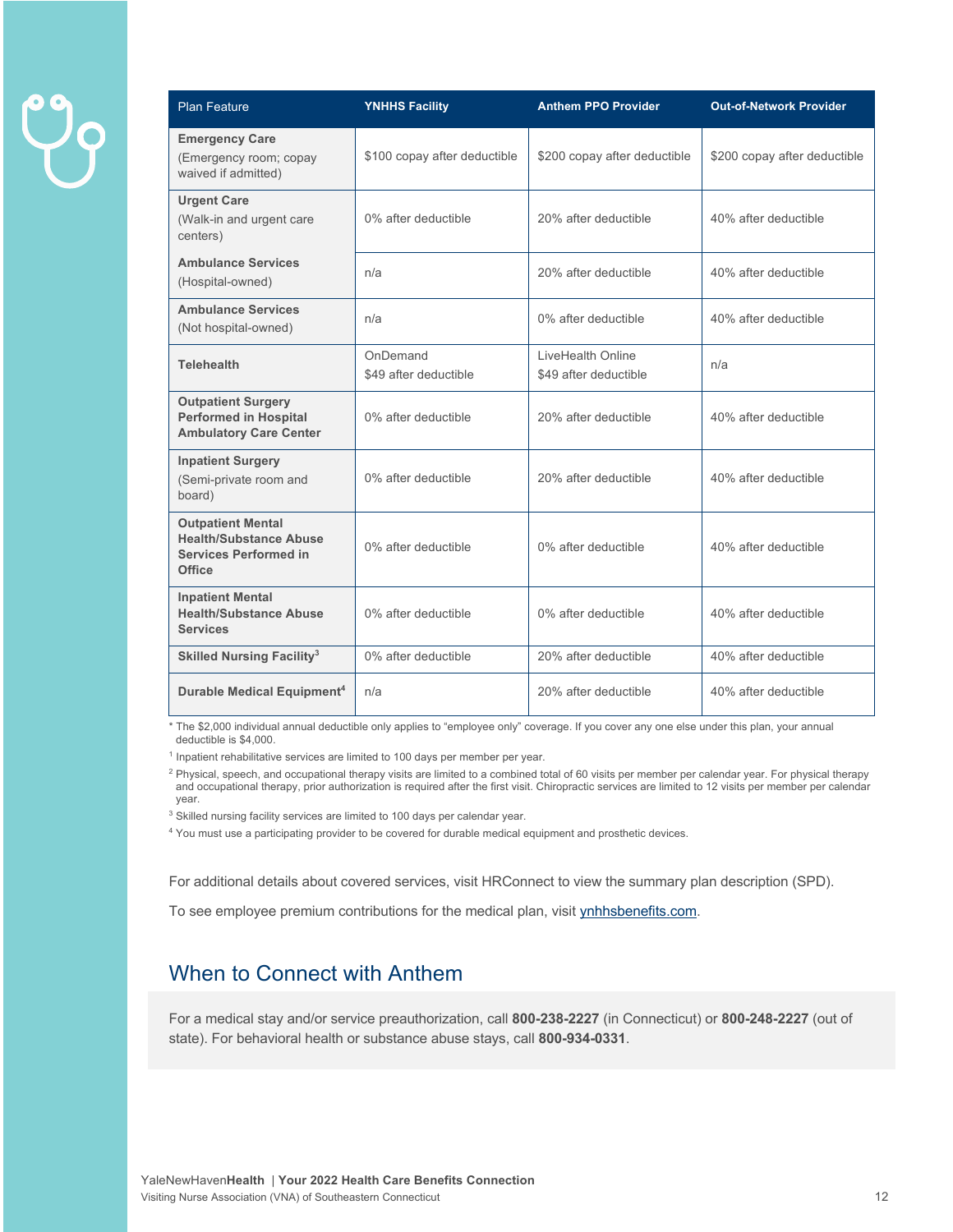| Plan Feature | YNHHS Facility | Anthem PPO Provider | Out-of-Network Provider |
|---|---|---|---|
| **Emergency Care** (Emergency room; copay waived if admitted) | $100 copay after deductible | $200 copay after deductible | $200 copay after deductible |
| **Urgent Care** (Walk-in and urgent care centers) | 0% after deductible | 20% after deductible | 40% after deductible |
| **Ambulance Services** (Hospital-owned) | n/a | 20% after deductible | 40% after deductible |
| **Ambulance Services** (Not hospital-owned) | n/a | 0% after deductible | 40% after deductible |
| **Telehealth** | OnDemand $49 after deductible | LiveHealth Online $49 after deductible | n/a |
| **Outpatient Surgery Performed in Hospital Ambulatory Care Center** | 0% after deductible | 20% after deductible | 40% after deductible |
| **Inpatient Surgery** (Semi-private room and board) | 0% after deductible | 20% after deductible | 40% after deductible |
| **Outpatient Mental Health/Substance Abuse Services Performed in Office** | 0% after deductible | 0% after deductible | 40% after deductible |
| **Inpatient Mental Health/Substance Abuse Services** | 0% after deductible | 0% after deductible | 40% after deductible |
| **Skilled Nursing Facility**[3] | 0% after deductible | 20% after deductible | 40% after deductible |
| **Durable Medical Equipment**[4] | n/a | 20% after deductible | 40% after deductible |

* The $2,000 individual annual deductible only applies to "employee only" coverage. If you cover any one else under this plan, your annual deductible is $4,000.

[1] Inpatient rehabilitative services are limited to 100 days per member per year.

[2] Physical, speech, and occupational therapy visits are limited to a combined total of 60 visits per member per calendar year. For physical therapy and occupational therapy, prior authorization is required after the first visit. Chiropractic services are limited to 12 visits per member per calendar year.

[3] Skilled nursing facility services are limited to 100 days per calendar year.

[4] You must use a participating provider to be covered for durable medical equipment and prosthetic devices.

For additional details about covered services, visit HRConnect to view the summary plan description (SPD).

To see employee premium contributions for the medical plan, visit ynhhsbenefits.com.

## When to Connect with Anthem

For a medical stay and/or service preauthorization, call **800-238-2227** (in Connecticut) or **800-248-2227** (out of state). For behavioral health or substance abuse stays, call **800-934-0331**.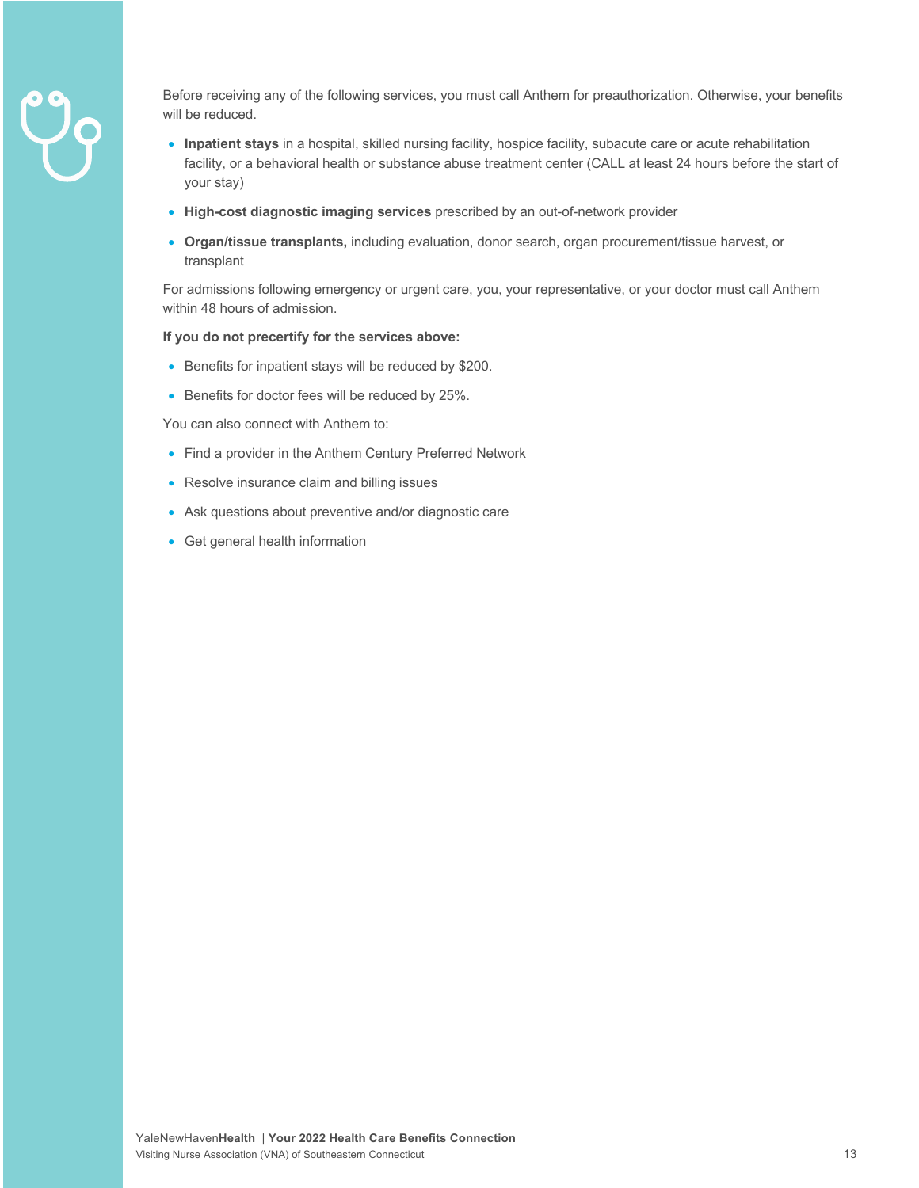Before receiving any of the following services, you must call Anthem for preauthorization. Otherwise, your benefits will be reduced.

- **Inpatient stays** in a hospital, skilled nursing facility, hospice facility, subacute care or acute rehabilitation facility, or a behavioral health or substance abuse treatment center (CALL at least 24 hours before the start of your stay)
- **High-cost diagnostic imaging services** prescribed by an out-of-network provider
- **Organ/tissue transplants,** including evaluation, donor search, organ procurement/tissue harvest, or transplant

For admissions following emergency or urgent care, you, your representative, or your doctor must call Anthem within 48 hours of admission.

**If you do not precertify for the services above:**

- Benefits for inpatient stays will be reduced by $200.
- Benefits for doctor fees will be reduced by 25%.

You can also connect with Anthem to:

- Find a provider in the Anthem Century Preferred Network
- Resolve insurance claim and billing issues
- Ask questions about preventive and/or diagnostic care
- Get general health information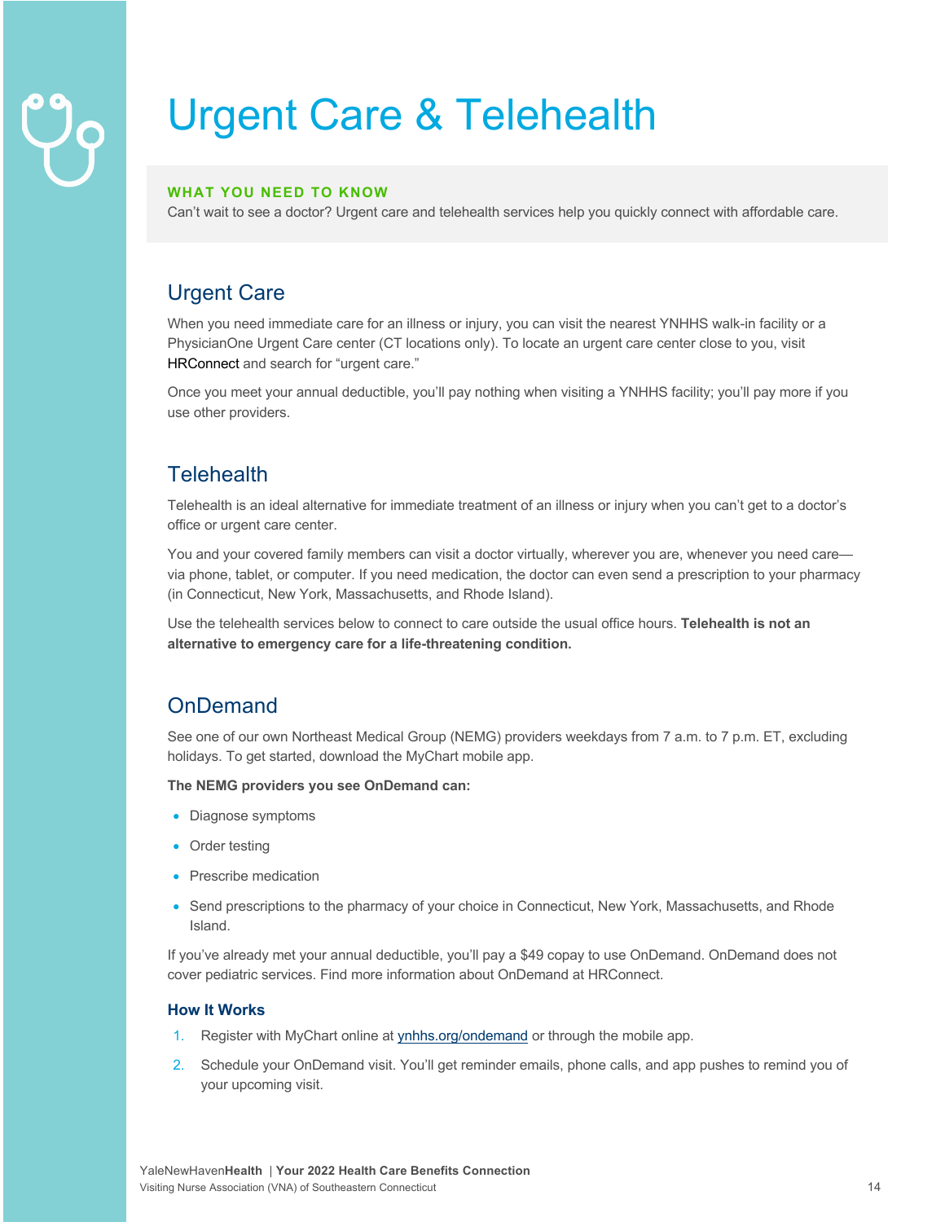# Urgent Care & Telehealth

**WHAT YOU NEED TO KNOW**

Can't wait to see a doctor? Urgent care and telehealth services help you quickly connect with affordable care.

## Urgent Care

When you need immediate care for an illness or injury, you can visit the nearest YNHHS walk-in facility or a PhysicianOne Urgent Care center (CT locations only). To locate an urgent care center close to you, visit HRConnect and search for "urgent care."

Once you meet your annual deductible, you'll pay nothing when visiting a YNHHS facility; you'll pay more if you use other providers.

## Telehealth

Telehealth is an ideal alternative for immediate treatment of an illness or injury when you can't get to a doctor's office or urgent care center.

You and your covered family members can visit a doctor virtually, wherever you are, whenever you need care—via phone, tablet, or computer. If you need medication, the doctor can even send a prescription to your pharmacy (in Connecticut, New York, Massachusetts, and Rhode Island).

Use the telehealth services below to connect to care outside the usual office hours. **Telehealth is not an alternative to emergency care for a life-threatening condition.**

## OnDemand

See one of our own Northeast Medical Group (NEMG) providers weekdays from 7 a.m. to 7 p.m. ET, excluding holidays. To get started, download the MyChart mobile app.

**The NEMG providers you see OnDemand can:**

- Diagnose symptoms
- Order testing
- Prescribe medication
- Send prescriptions to the pharmacy of your choice in Connecticut, New York, Massachusetts, and Rhode Island.

If you've already met your annual deductible, you'll pay a $49 copay to use OnDemand. OnDemand does not cover pediatric services. Find more information about OnDemand at HRConnect.

### How It Works

1. Register with MyChart online at ynhhs.org/ondemand or through the mobile app.
2. Schedule your OnDemand visit. You'll get reminder emails, phone calls, and app pushes to remind you of your upcoming visit.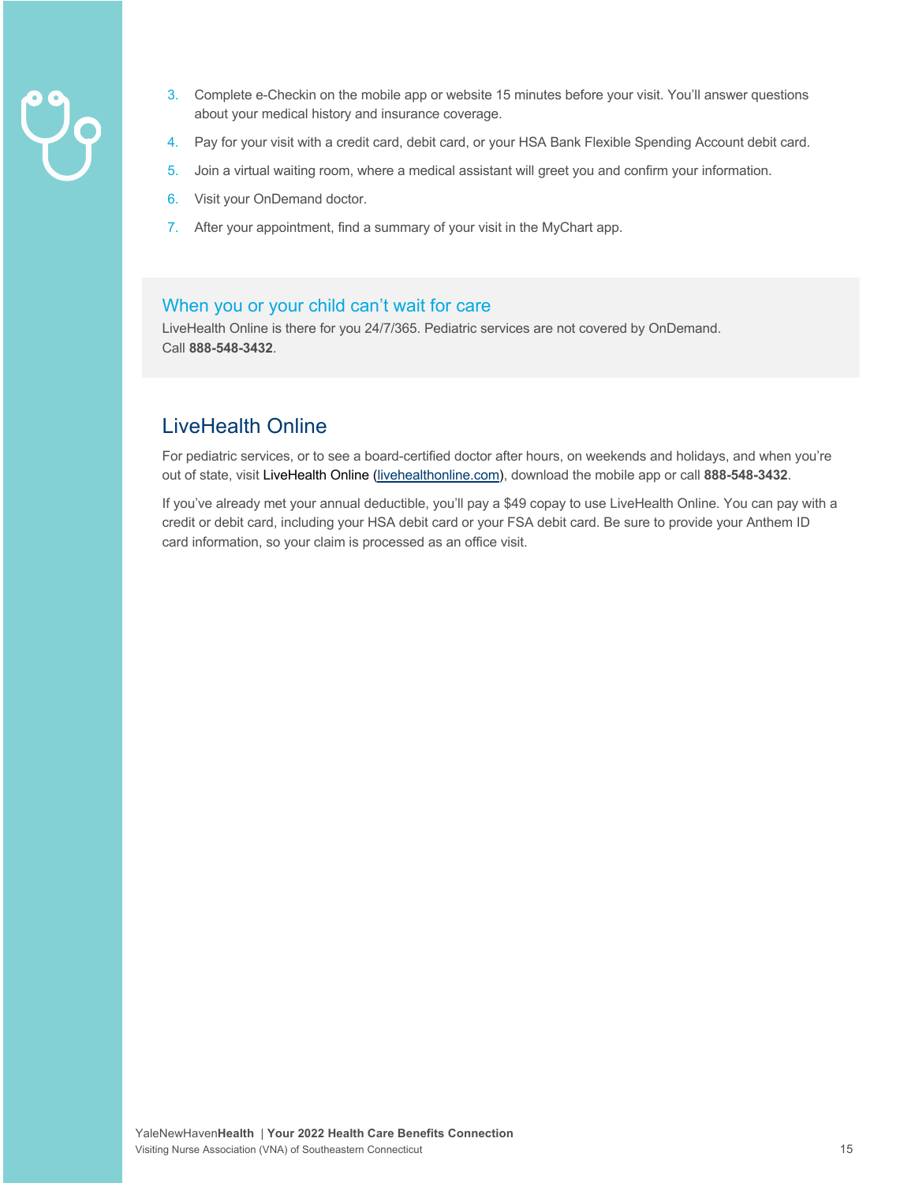3. Complete e-Checkin on the mobile app or website 15 minutes before your visit. You'll answer questions about your medical history and insurance coverage.
4. Pay for your visit with a credit card, debit card, or your HSA Bank Flexible Spending Account debit card.
5. Join a virtual waiting room, where a medical assistant will greet you and confirm your information.
6. Visit your OnDemand doctor.
7. After your appointment, find a summary of your visit in the MyChart app.

### When you or your child can't wait for care

LiveHealth Online is there for you 24/7/365. Pediatric services are not covered by OnDemand. Call **888-548-3432**.

## LiveHealth Online

For pediatric services, or to see a board-certified doctor after hours, on weekends and holidays, and when you're out of state, visit LiveHealth Online (livehealthonline.com), download the mobile app or call **888-548-3432**.

If you've already met your annual deductible, you'll pay a $49 copay to use LiveHealth Online. You can pay with a credit or debit card, including your HSA debit card or your FSA debit card. Be sure to provide your Anthem ID card information, so your claim is processed as an office visit.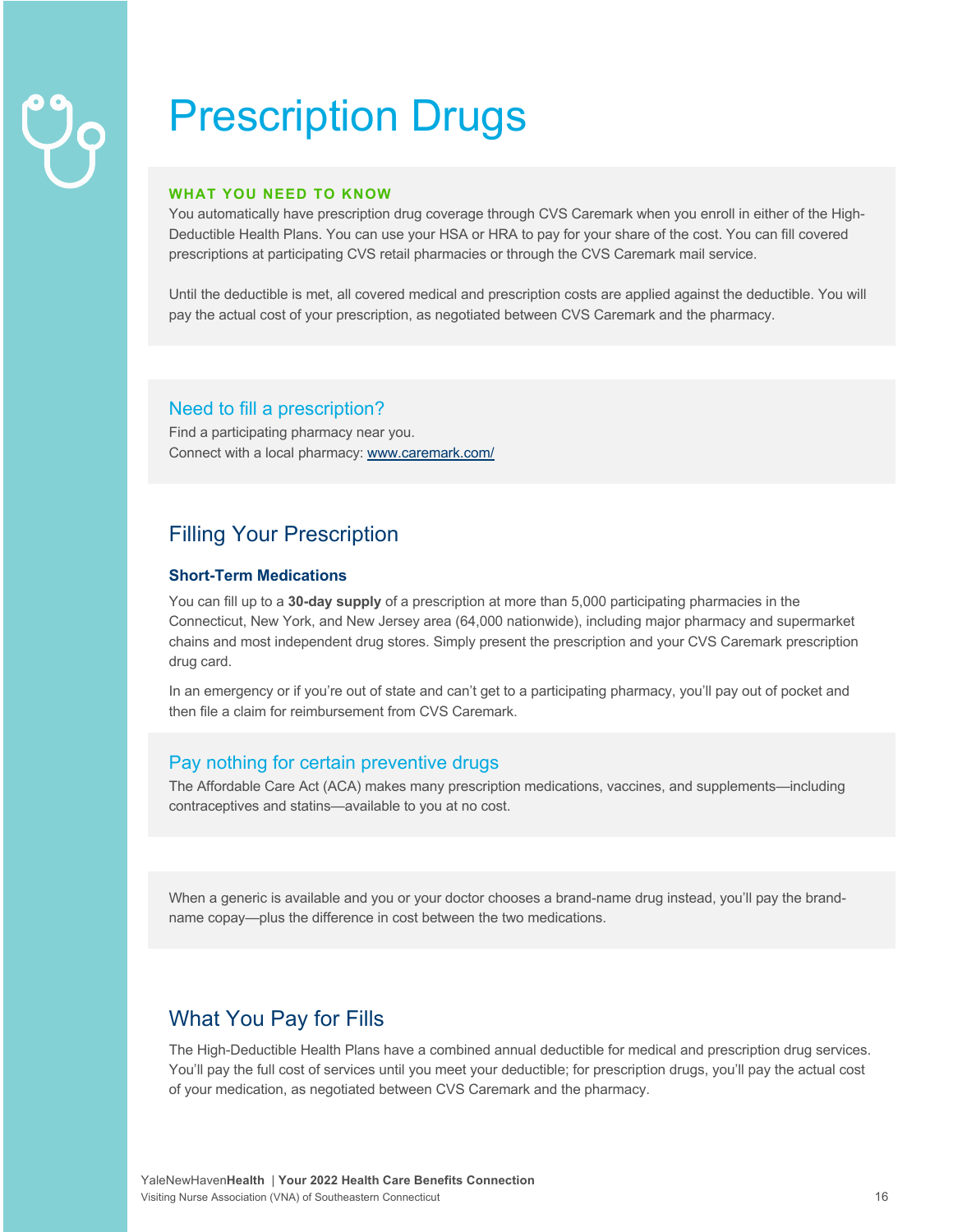# Prescription Drugs

**WHAT YOU NEED TO KNOW**

You automatically have prescription drug coverage through CVS Caremark when you enroll in either of the High-Deductible Health Plans. You can use your HSA or HRA to pay for your share of the cost. You can fill covered prescriptions at participating CVS retail pharmacies or through the CVS Caremark mail service.

Until the deductible is met, all covered medical and prescription costs are applied against the deductible. You will pay the actual cost of your prescription, as negotiated between CVS Caremark and the pharmacy.

### Need to fill a prescription?

Find a participating pharmacy near you.
Connect with a local pharmacy: [www.caremark.com/](www.caremark.com/)

## Filling Your Prescription

### Short-Term Medications

You can fill up to a **30-day supply** of a prescription at more than 5,000 participating pharmacies in the Connecticut, New York, and New Jersey area (64,000 nationwide), including major pharmacy and supermarket chains and most independent drug stores. Simply present the prescription and your CVS Caremark prescription drug card.

In an emergency or if you're out of state and can't get to a participating pharmacy, you'll pay out of pocket and then file a claim for reimbursement from CVS Caremark.

### Pay nothing for certain preventive drugs

The Affordable Care Act (ACA) makes many prescription medications, vaccines, and supplements—including contraceptives and statins—available to you at no cost.

When a generic is available and you or your doctor chooses a brand-name drug instead, you'll pay the brand-name copay—plus the difference in cost between the two medications.

## What You Pay for Fills

The High-Deductible Health Plans have a combined annual deductible for medical and prescription drug services. You'll pay the full cost of services until you meet your deductible; for prescription drugs, you'll pay the actual cost of your medication, as negotiated between CVS Caremark and the pharmacy.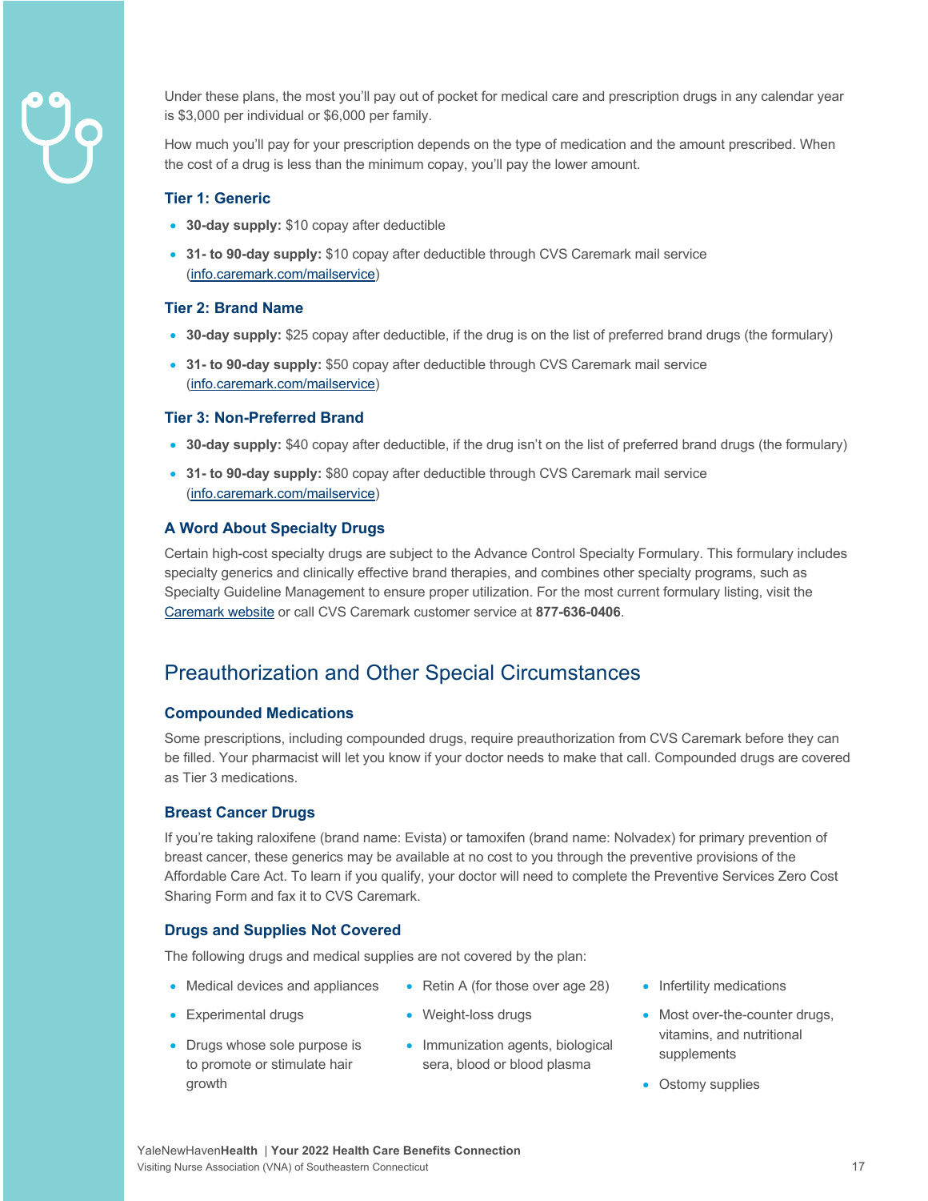Under these plans, the most you'll pay out of pocket for medical care and prescription drugs in any calendar year is $3,000 per individual or $6,000 per family.

How much you'll pay for your prescription depends on the type of medication and the amount prescribed. When the cost of a drug is less than the minimum copay, you'll pay the lower amount.

### Tier 1: Generic

- **30-day supply:** $10 copay after deductible
- **31- to 90-day supply:** $10 copay after deductible through CVS Caremark mail service (info.caremark.com/mailservice)

### Tier 2: Brand Name

- **30-day supply:** $25 copay after deductible, if the drug is on the list of preferred brand drugs (the formulary)
- **31- to 90-day supply:** $50 copay after deductible through CVS Caremark mail service (info.caremark.com/mailservice)

### Tier 3: Non-Preferred Brand

- **30-day supply:** $40 copay after deductible, if the drug isn't on the list of preferred brand drugs (the formulary)
- **31- to 90-day supply:** $80 copay after deductible through CVS Caremark mail service (info.caremark.com/mailservice)

### A Word About Specialty Drugs

Certain high-cost specialty drugs are subject to the Advance Control Specialty Formulary. This formulary includes specialty generics and clinically effective brand therapies, and combines other specialty programs, such as Specialty Guideline Management to ensure proper utilization. For the most current formulary listing, visit the Caremark website or call CVS Caremark customer service at **877-636-0406**.

## Preauthorization and Other Special Circumstances

### Compounded Medications

Some prescriptions, including compounded drugs, require preauthorization from CVS Caremark before they can be filled. Your pharmacist will let you know if your doctor needs to make that call. Compounded drugs are covered as Tier 3 medications.

### Breast Cancer Drugs

If you're taking raloxifene (brand name: Evista) or tamoxifen (brand name: Nolvadex) for primary prevention of breast cancer, these generics may be available at no cost to you through the preventive provisions of the Affordable Care Act. To learn if you qualify, your doctor will need to complete the Preventive Services Zero Cost Sharing Form and fax it to CVS Caremark.

### Drugs and Supplies Not Covered

The following drugs and medical supplies are not covered by the plan:

- Medical devices and appliances
- Experimental drugs
- Drugs whose sole purpose is to promote or stimulate hair growth
- Retin A (for those over age 28)
- Weight-loss drugs
- Immunization agents, biological sera, blood or blood plasma
- Infertility medications
- Most over-the-counter drugs, vitamins, and nutritional supplements
- Ostomy supplies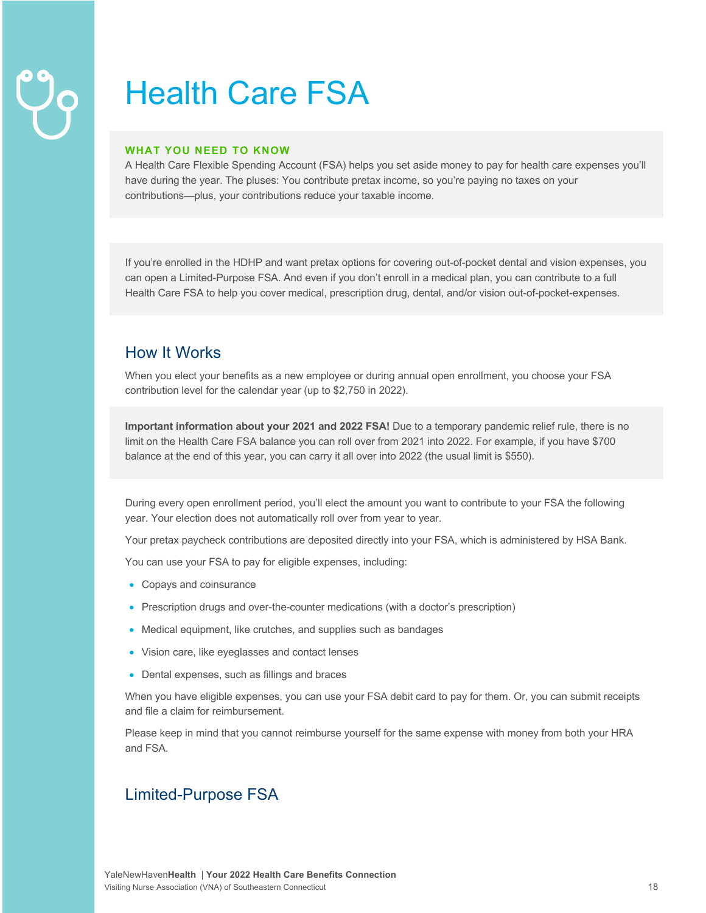# Health Care FSA

**WHAT YOU NEED TO KNOW**

A Health Care Flexible Spending Account (FSA) helps you set aside money to pay for health care expenses you'll have during the year. The pluses: You contribute pretax income, so you're paying no taxes on your contributions—plus, your contributions reduce your taxable income.

If you're enrolled in the HDHP and want pretax options for covering out-of-pocket dental and vision expenses, you can open a Limited-Purpose FSA. And even if you don't enroll in a medical plan, you can contribute to a full Health Care FSA to help you cover medical, prescription drug, dental, and/or vision out-of-pocket-expenses.

## How It Works

When you elect your benefits as a new employee or during annual open enrollment, you choose your FSA contribution level for the calendar year (up to $2,750 in 2022).

**Important information about your 2021 and 2022 FSA!** Due to a temporary pandemic relief rule, there is no limit on the Health Care FSA balance you can roll over from 2021 into 2022. For example, if you have $700 balance at the end of this year, you can carry it all over into 2022 (the usual limit is $550).

During every open enrollment period, you'll elect the amount you want to contribute to your FSA the following year. Your election does not automatically roll over from year to year.

Your pretax paycheck contributions are deposited directly into your FSA, which is administered by HSA Bank.

You can use your FSA to pay for eligible expenses, including:

- Copays and coinsurance
- Prescription drugs and over-the-counter medications (with a doctor's prescription)
- Medical equipment, like crutches, and supplies such as bandages
- Vision care, like eyeglasses and contact lenses
- Dental expenses, such as fillings and braces

When you have eligible expenses, you can use your FSA debit card to pay for them. Or, you can submit receipts and file a claim for reimbursement.

Please keep in mind that you cannot reimburse yourself for the same expense with money from both your HRA and FSA.

## Limited-Purpose FSA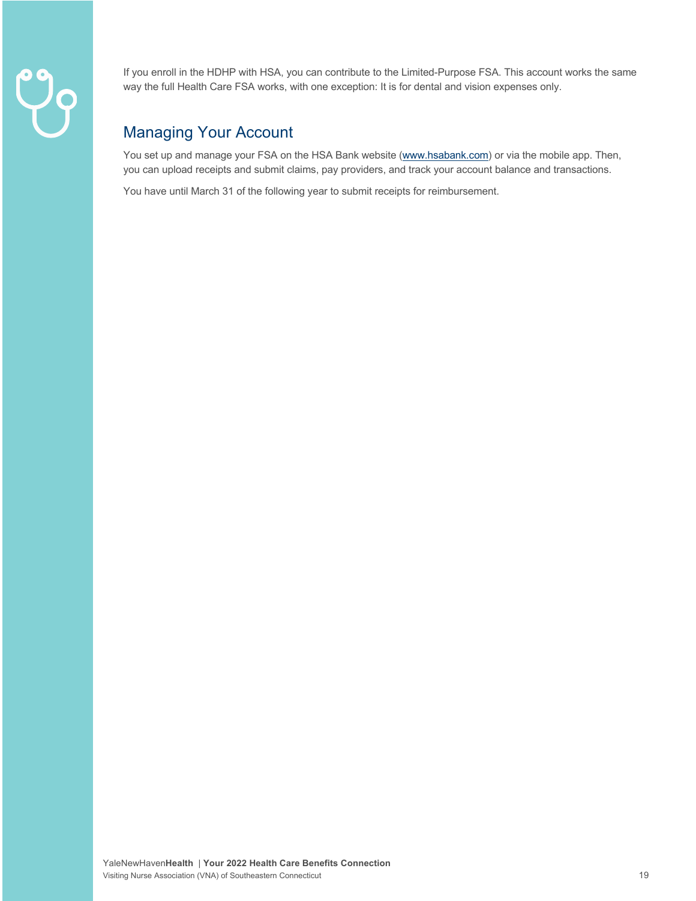If you enroll in the HDHP with HSA, you can contribute to the Limited-Purpose FSA. This account works the same way the full Health Care FSA works, with one exception: It is for dental and vision expenses only.

## Managing Your Account

You set up and manage your FSA on the HSA Bank website (www.hsabank.com) or via the mobile app. Then, you can upload receipts and submit claims, pay providers, and track your account balance and transactions.

You have until March 31 of the following year to submit receipts for reimbursement.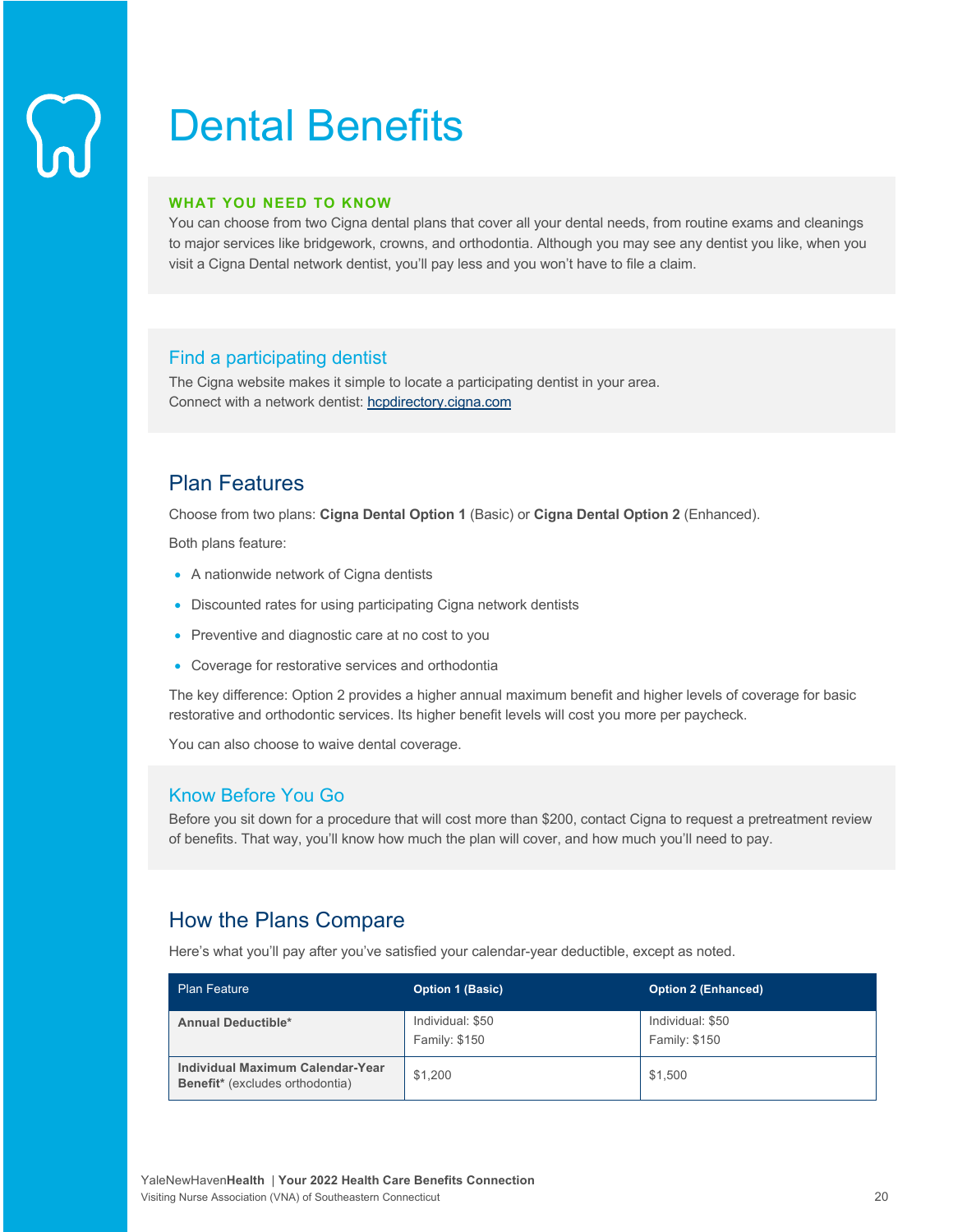# Dental Benefits

**WHAT YOU NEED TO KNOW**

You can choose from two Cigna dental plans that cover all your dental needs, from routine exams and cleanings to major services like bridgework, crowns, and orthodontia. Although you may see any dentist you like, when you visit a Cigna Dental network dentist, you'll pay less and you won't have to file a claim.

### Find a participating dentist

The Cigna website makes it simple to locate a participating dentist in your area.
Connect with a network dentist: hcpdirectory.cigna.com

## Plan Features

Choose from two plans: **Cigna Dental Option 1** (Basic) or **Cigna Dental Option 2** (Enhanced).

Both plans feature:

- A nationwide network of Cigna dentists
- Discounted rates for using participating Cigna network dentists
- Preventive and diagnostic care at no cost to you
- Coverage for restorative services and orthodontia

The key difference: Option 2 provides a higher annual maximum benefit and higher levels of coverage for basic restorative and orthodontic services. Its higher benefit levels will cost you more per paycheck.

You can also choose to waive dental coverage.

### Know Before You Go

Before you sit down for a procedure that will cost more than $200, contact Cigna to request a pretreatment review of benefits. That way, you'll know how much the plan will cover, and how much you'll need to pay.

## How the Plans Compare

Here's what you'll pay after you've satisfied your calendar-year deductible, except as noted.

| Plan Feature | Option 1 (Basic) | Option 2 (Enhanced) |
|---|---|---|
| **Annual Deductible*** | Individual: $50<br>Family: $150 | Individual: $50<br>Family: $150 |
| **Individual Maximum Calendar-Year Benefit*** (excludes orthodontia) | $1,200 | $1,500 |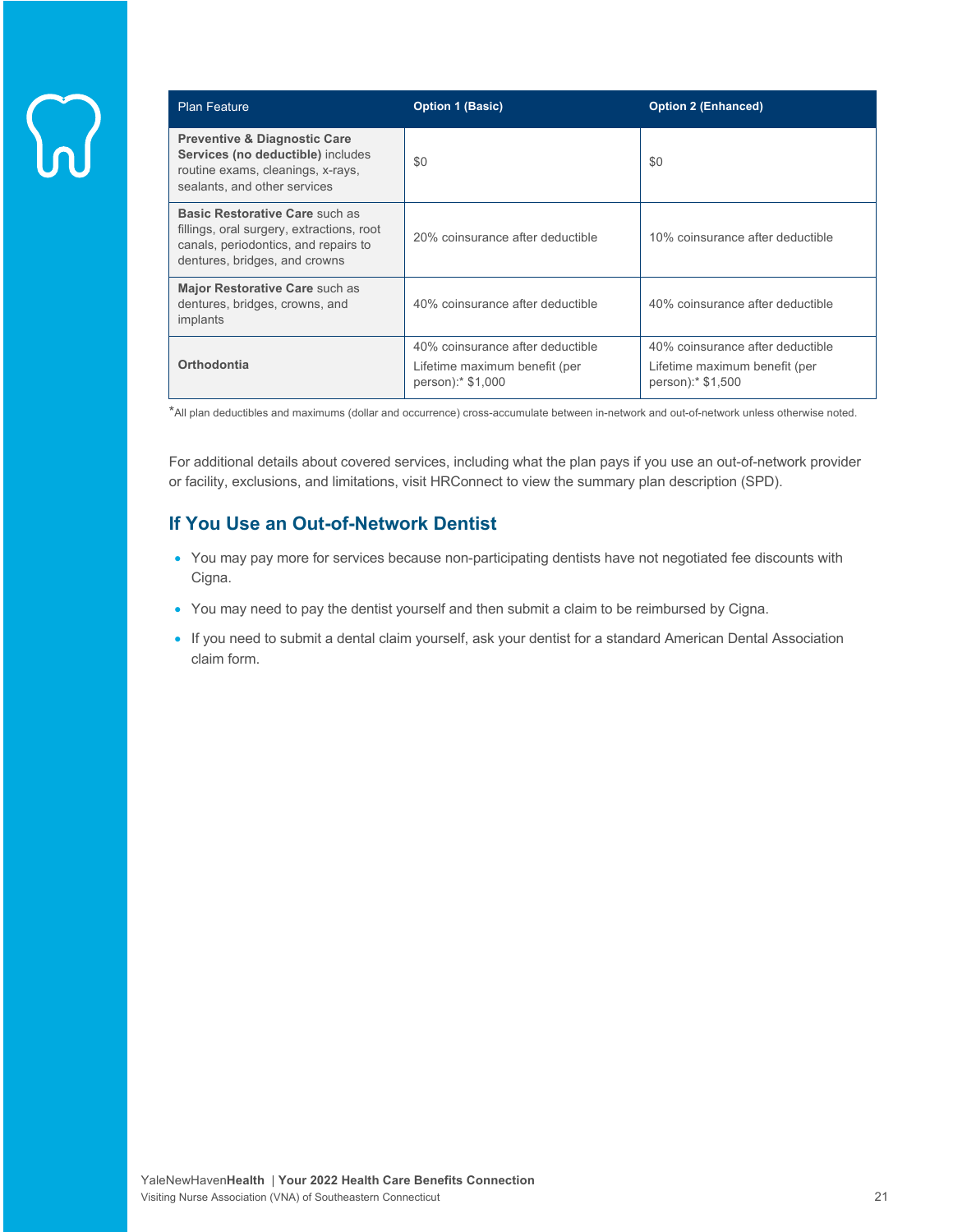| Plan Feature | Option 1 (Basic) | Option 2 (Enhanced) |
|---|---|---|
| **Preventive & Diagnostic Care Services (no deductible)** includes routine exams, cleanings, x-rays, sealants, and other services | $0 | $0 |
| **Basic Restorative Care** such as fillings, oral surgery, extractions, root canals, periodontics, and repairs to dentures, bridges, and crowns | 20% coinsurance after deductible | 10% coinsurance after deductible |
| **Major Restorative Care** such as dentures, bridges, crowns, and implants | 40% coinsurance after deductible | 40% coinsurance after deductible |
| **Orthodontia** | 40% coinsurance after deductible<br>Lifetime maximum benefit (per person):* $1,000 | 40% coinsurance after deductible<br>Lifetime maximum benefit (per person):* $1,500 |

*All plan deductibles and maximums (dollar and occurrence) cross-accumulate between in-network and out-of-network unless otherwise noted.

For additional details about covered services, including what the plan pays if you use an out-of-network provider or facility, exclusions, and limitations, visit HRConnect to view the summary plan description (SPD).

## If You Use an Out-of-Network Dentist

- You may pay more for services because non-participating dentists have not negotiated fee discounts with Cigna.
- You may need to pay the dentist yourself and then submit a claim to be reimbursed by Cigna.
- If you need to submit a dental claim yourself, ask your dentist for a standard American Dental Association claim form.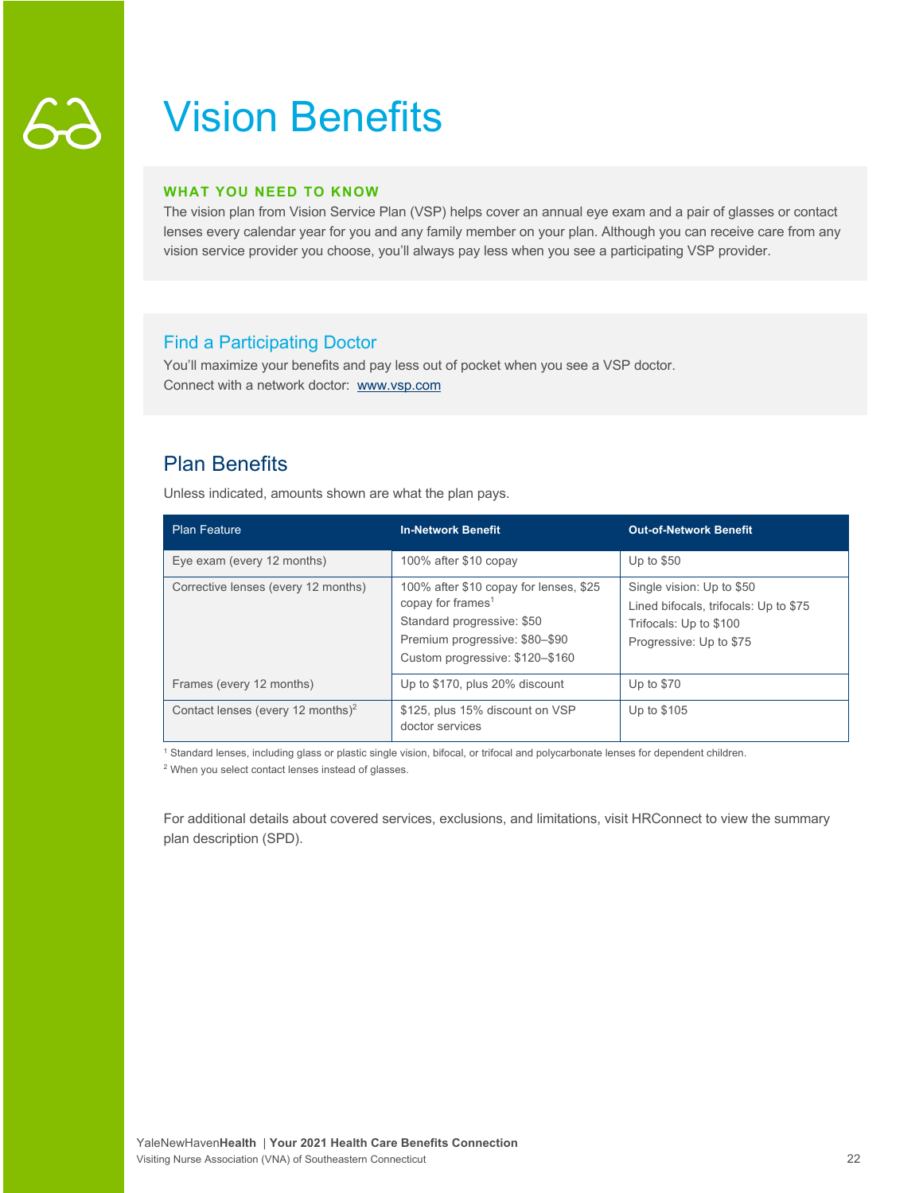# Vision Benefits

**WHAT YOU NEED TO KNOW**

The vision plan from Vision Service Plan (VSP) helps cover an annual eye exam and a pair of glasses or contact lenses every calendar year for you and any family member on your plan. Although you can receive care from any vision service provider you choose, you'll always pay less when you see a participating VSP provider.

## Find a Participating Doctor

You'll maximize your benefits and pay less out of pocket when you see a VSP doctor.
Connect with a network doctor: www.vsp.com

## Plan Benefits

Unless indicated, amounts shown are what the plan pays.

| Plan Feature | In-Network Benefit | Out-of-Network Benefit |
|---|---|---|
| Eye exam (every 12 months) | 100% after $10 copay | Up to $50 |
| Corrective lenses (every 12 months) | 100% after $10 copay for lenses, $25 copay for frames[1]<br>Standard progressive: $50<br>Premium progressive: $80–$90<br>Custom progressive: $120–$160 | Single vision: Up to $50<br>Lined bifocals, trifocals: Up to $75<br>Trifocals: Up to $100<br>Progressive: Up to $75 |
| Frames (every 12 months) | Up to $170, plus 20% discount | Up to $70 |
| Contact lenses (every 12 months)[2] | $125, plus 15% discount on VSP doctor services | Up to $105 |

[1] Standard lenses, including glass or plastic single vision, bifocal, or trifocal and polycarbonate lenses for dependent children.

[2] When you select contact lenses instead of glasses.

For additional details about covered services, exclusions, and limitations, visit HRConnect to view the summary plan description (SPD).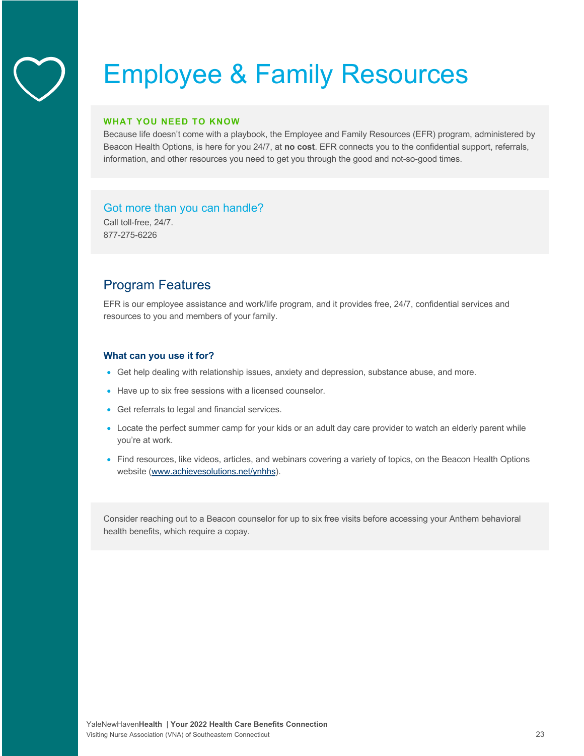# Employee & Family Resources

**WHAT YOU NEED TO KNOW**

Because life doesn't come with a playbook, the Employee and Family Resources (EFR) program, administered by Beacon Health Options, is here for you 24/7, at **no cost**. EFR connects you to the confidential support, referrals, information, and other resources you need to get you through the good and not-so-good times.

### Got more than you can handle?

Call toll-free, 24/7.
877-275-6226

## Program Features

EFR is our employee assistance and work/life program, and it provides free, 24/7, confidential services and resources to you and members of your family.

### What can you use it for?

- Get help dealing with relationship issues, anxiety and depression, substance abuse, and more.
- Have up to six free sessions with a licensed counselor.
- Get referrals to legal and financial services.
- Locate the perfect summer camp for your kids or an adult day care provider to watch an elderly parent while you're at work.
- Find resources, like videos, articles, and webinars covering a variety of topics, on the Beacon Health Options website (www.achievesolutions.net/ynhhs).

Consider reaching out to a Beacon counselor for up to six free visits before accessing your Anthem behavioral health benefits, which require a copay.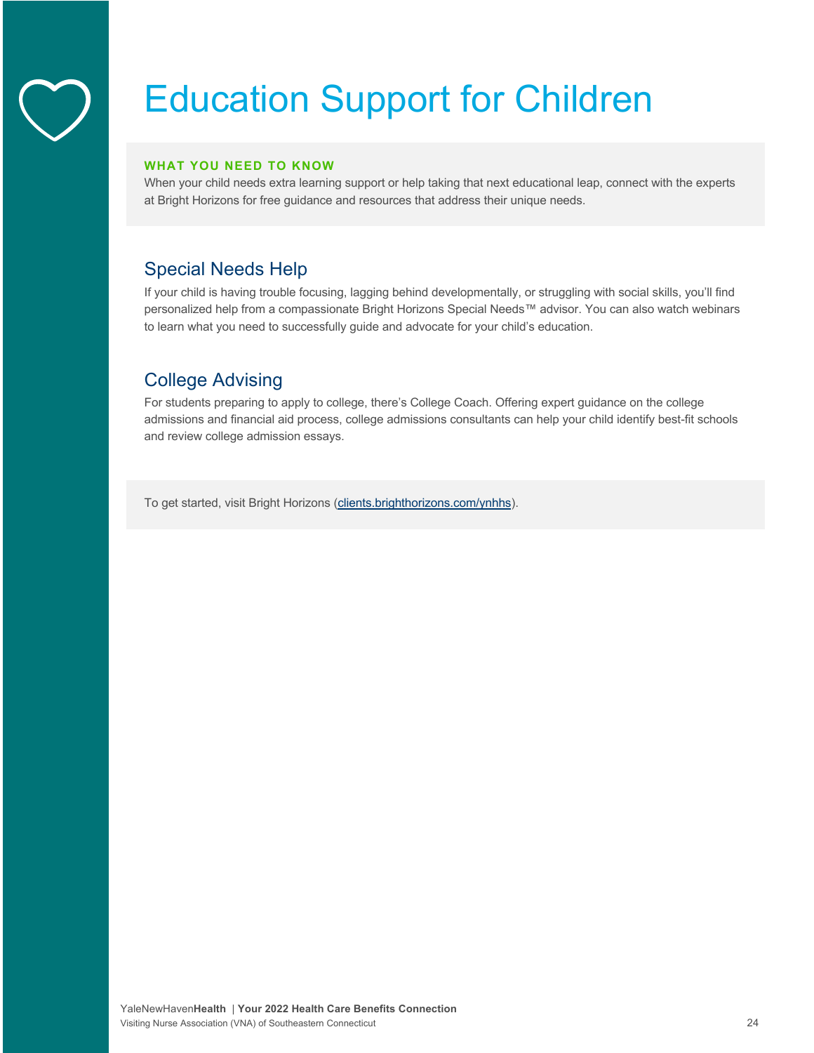# Education Support for Children

**WHAT YOU NEED TO KNOW**

When your child needs extra learning support or help taking that next educational leap, connect with the experts at Bright Horizons for free guidance and resources that address their unique needs.

## Special Needs Help

If your child is having trouble focusing, lagging behind developmentally, or struggling with social skills, you'll find personalized help from a compassionate Bright Horizons Special Needs™ advisor. You can also watch webinars to learn what you need to successfully guide and advocate for your child's education.

## College Advising

For students preparing to apply to college, there's College Coach. Offering expert guidance on the college admissions and financial aid process, college admissions consultants can help your child identify best-fit schools and review college admission essays.

To get started, visit Bright Horizons (clients.brighthorizons.com/ynhhs).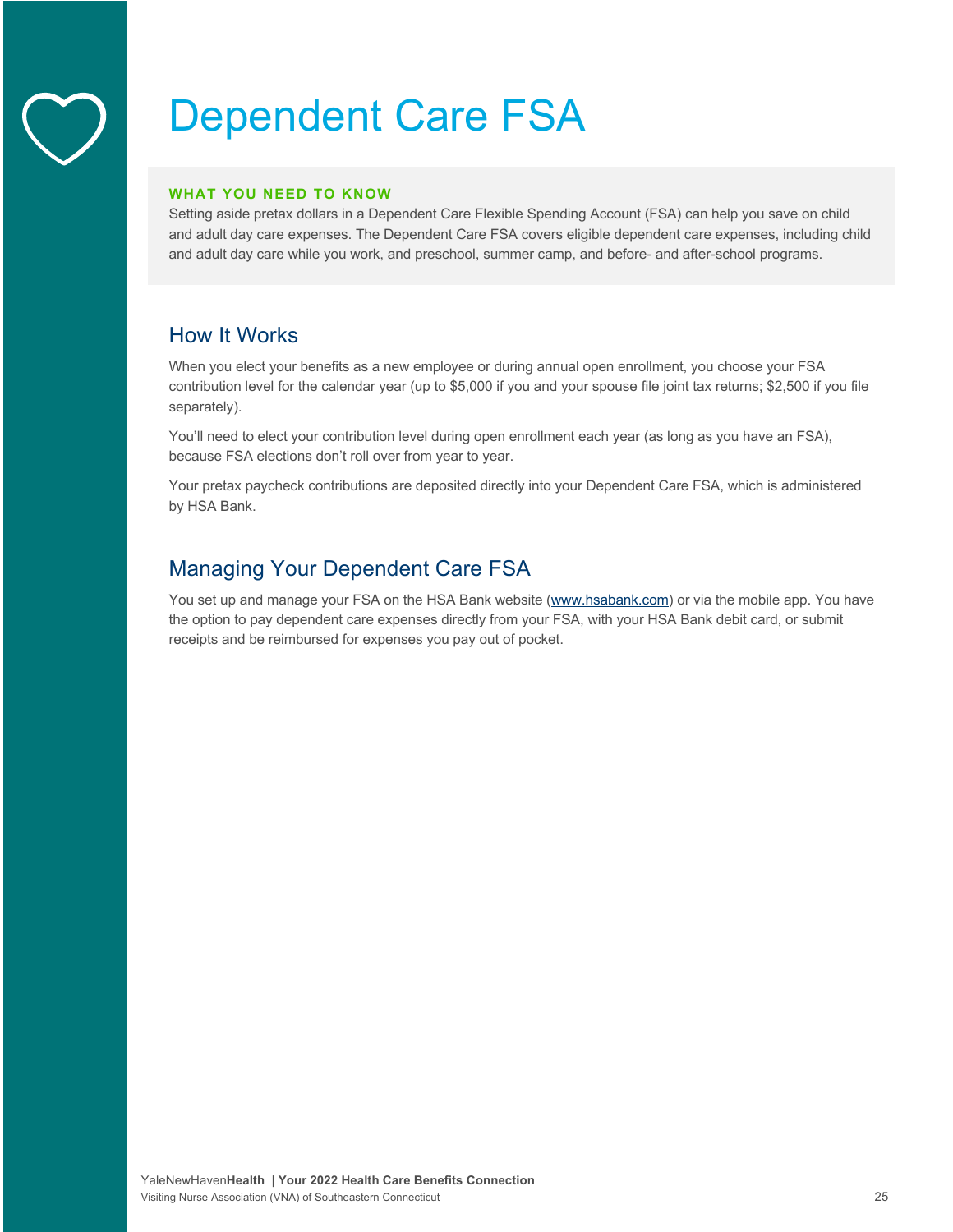# Dependent Care FSA

**WHAT YOU NEED TO KNOW**

Setting aside pretax dollars in a Dependent Care Flexible Spending Account (FSA) can help you save on child and adult day care expenses. The Dependent Care FSA covers eligible dependent care expenses, including child and adult day care while you work, and preschool, summer camp, and before- and after-school programs.

## How It Works

When you elect your benefits as a new employee or during annual open enrollment, you choose your FSA contribution level for the calendar year (up to $5,000 if you and your spouse file joint tax returns; $2,500 if you file separately).

You'll need to elect your contribution level during open enrollment each year (as long as you have an FSA), because FSA elections don't roll over from year to year.

Your pretax paycheck contributions are deposited directly into your Dependent Care FSA, which is administered by HSA Bank.

## Managing Your Dependent Care FSA

You set up and manage your FSA on the HSA Bank website ([www.hsabank.com](http://www.hsabank.com)) or via the mobile app. You have the option to pay dependent care expenses directly from your FSA, with your HSA Bank debit card, or submit receipts and be reimbursed for expenses you pay out of pocket.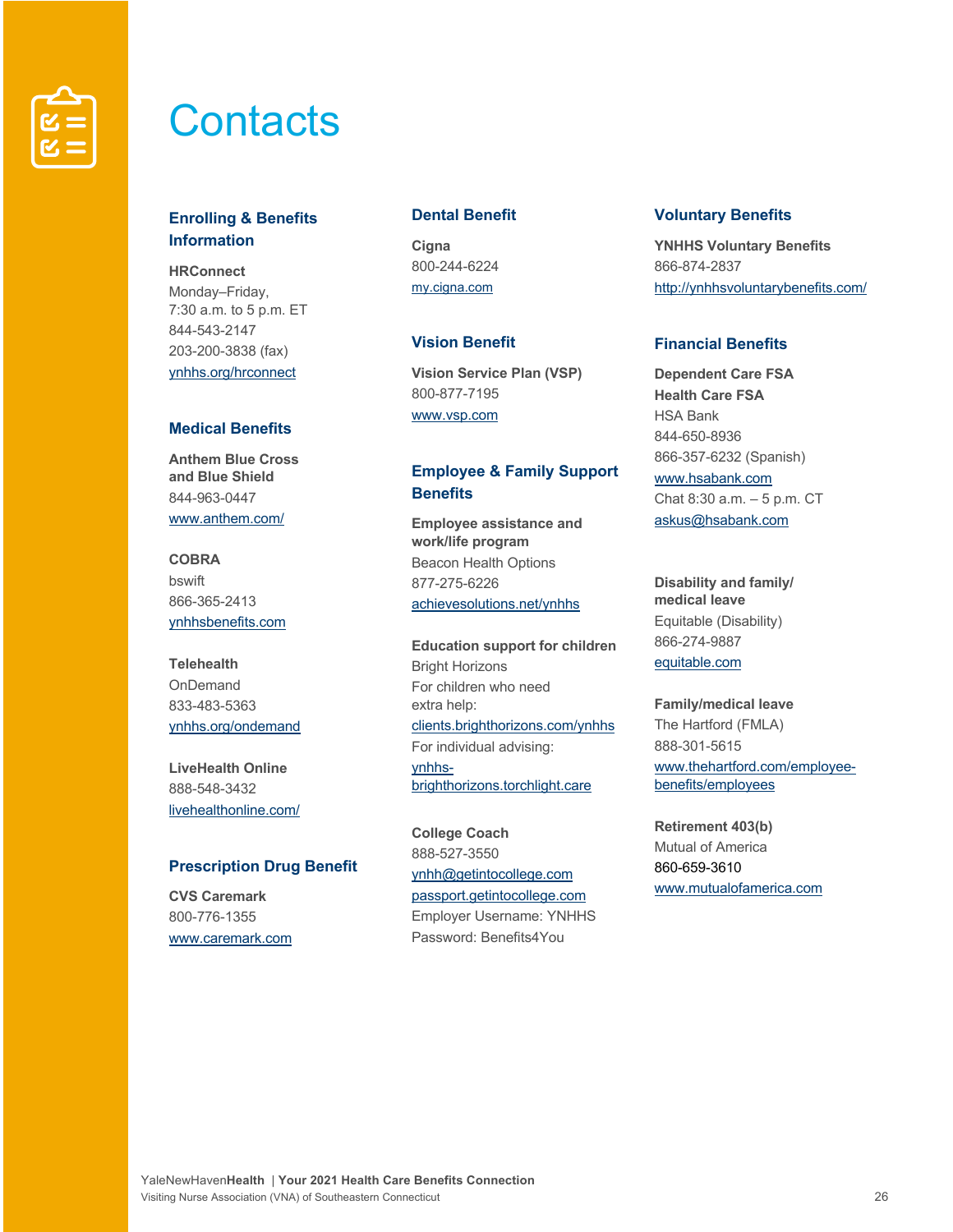# Contacts

## Enrolling & Benefits Information

**HRConnect**
Monday–Friday,
7:30 a.m. to 5 p.m. ET
844-543-2147
203-200-3838 (fax)
ynhhs.org/hrconnect

## Medical Benefits

**Anthem Blue Cross and Blue Shield**
844-963-0447
www.anthem.com/

**COBRA**
bswift
866-365-2413
ynhhsbenefits.com

**Telehealth**
OnDemand
833-483-5363
ynhhs.org/ondemand

**LiveHealth Online**
888-548-3432
livehealthonline.com/

## Prescription Drug Benefit

**CVS Caremark**
800-776-1355
www.caremark.com

## Dental Benefit

**Cigna**
800-244-6224
my.cigna.com

## Vision Benefit

**Vision Service Plan (VSP)**
800-877-7195
www.vsp.com

## Employee & Family Support Benefits

**Employee assistance and work/life program**
Beacon Health Options
877-275-6226
achievesolutions.net/ynhhs

**Education support for children**
Bright Horizons
For children who need extra help:
clients.brighthorizons.com/ynhhs
For individual advising:
ynhhs-brighthorizons.torchlight.care

**College Coach**
888-527-3550
ynhh@getintocollege.com
passport.getintocollege.com
Employer Username: YNHHS
Password: Benefits4You

## Voluntary Benefits

**YNHHS Voluntary Benefits**
866-874-2837
http://ynhhsvoluntarybenefits.com/

## Financial Benefits

**Dependent Care FSA**
**Health Care FSA**
HSA Bank
844-650-8936
866-357-6232 (Spanish)
www.hsabank.com
Chat 8:30 a.m. – 5 p.m. CT
askus@hsabank.com

**Disability and family/medical leave**
Equitable (Disability)
866-274-9887
equitable.com

**Family/medical leave**
The Hartford (FMLA)
888-301-5615
www.thehartford.com/employee-benefits/employees

**Retirement 403(b)**
Mutual of America
860-659-3610
www.mutualofamerica.com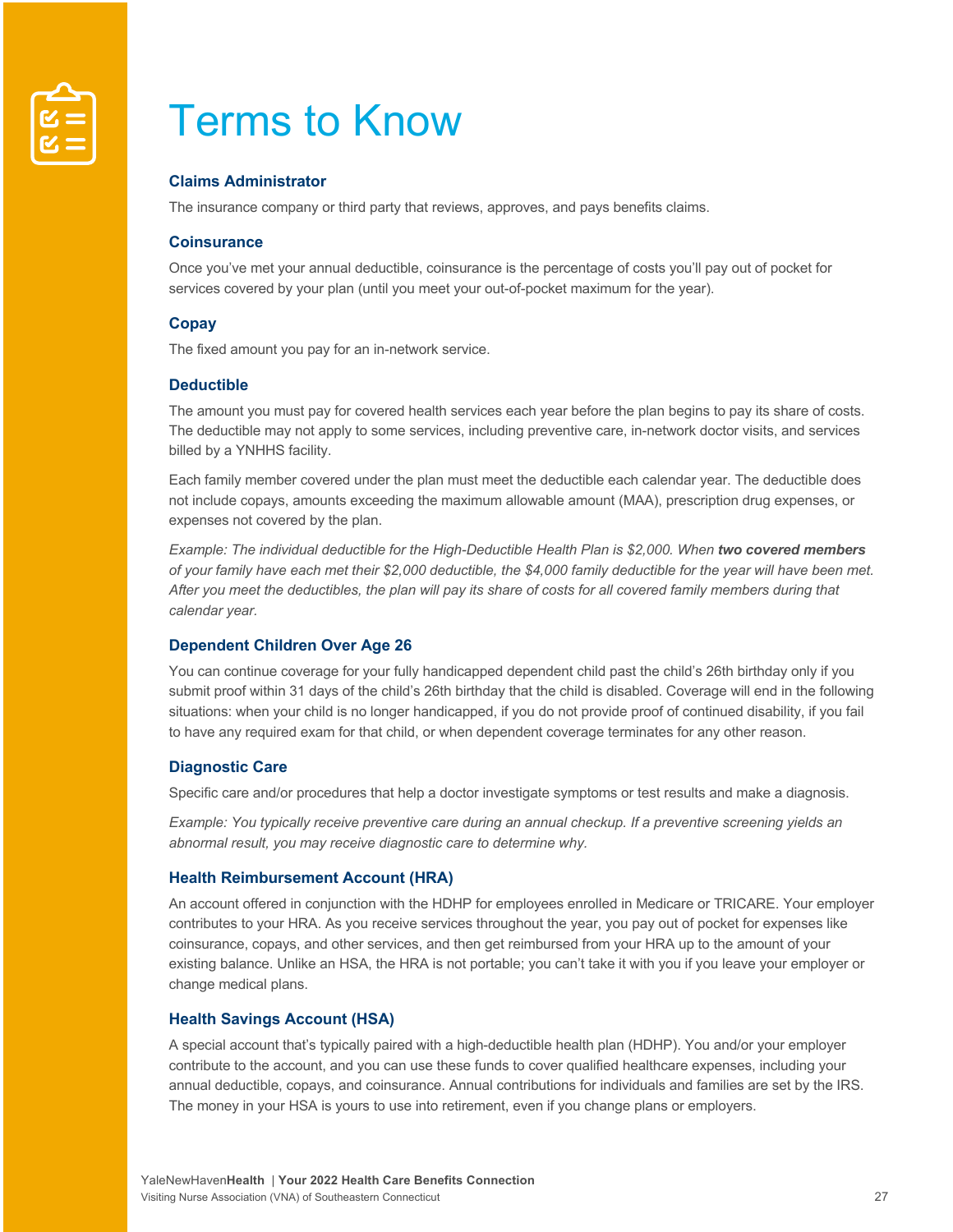# Terms to Know

### Claims Administrator

The insurance company or third party that reviews, approves, and pays benefits claims.

### Coinsurance

Once you've met your annual deductible, coinsurance is the percentage of costs you'll pay out of pocket for services covered by your plan (until you meet your out-of-pocket maximum for the year).

### Copay

The fixed amount you pay for an in-network service.

### Deductible

The amount you must pay for covered health services each year before the plan begins to pay its share of costs. The deductible may not apply to some services, including preventive care, in-network doctor visits, and services billed by a YNHHS facility.

Each family member covered under the plan must meet the deductible each calendar year. The deductible does not include copays, amounts exceeding the maximum allowable amount (MAA), prescription drug expenses, or expenses not covered by the plan.

*Example: The individual deductible for the High-Deductible Health Plan is $2,000. When* ***two covered members*** *of your family have each met their $2,000 deductible, the $4,000 family deductible for the year will have been met. After you meet the deductibles, the plan will pay its share of costs for all covered family members during that calendar year.*

### Dependent Children Over Age 26

You can continue coverage for your fully handicapped dependent child past the child's 26th birthday only if you submit proof within 31 days of the child's 26th birthday that the child is disabled. Coverage will end in the following situations: when your child is no longer handicapped, if you do not provide proof of continued disability, if you fail to have any required exam for that child, or when dependent coverage terminates for any other reason.

### Diagnostic Care

Specific care and/or procedures that help a doctor investigate symptoms or test results and make a diagnosis.

*Example: You typically receive preventive care during an annual checkup. If a preventive screening yields an abnormal result, you may receive diagnostic care to determine why.*

### Health Reimbursement Account (HRA)

An account offered in conjunction with the HDHP for employees enrolled in Medicare or TRICARE. Your employer contributes to your HRA. As you receive services throughout the year, you pay out of pocket for expenses like coinsurance, copays, and other services, and then get reimbursed from your HRA up to the amount of your existing balance. Unlike an HSA, the HRA is not portable; you can't take it with you if you leave your employer or change medical plans.

### Health Savings Account (HSA)

A special account that's typically paired with a high-deductible health plan (HDHP). You and/or your employer contribute to the account, and you can use these funds to cover qualified healthcare expenses, including your annual deductible, copays, and coinsurance. Annual contributions for individuals and families are set by the IRS. The money in your HSA is yours to use into retirement, even if you change plans or employers.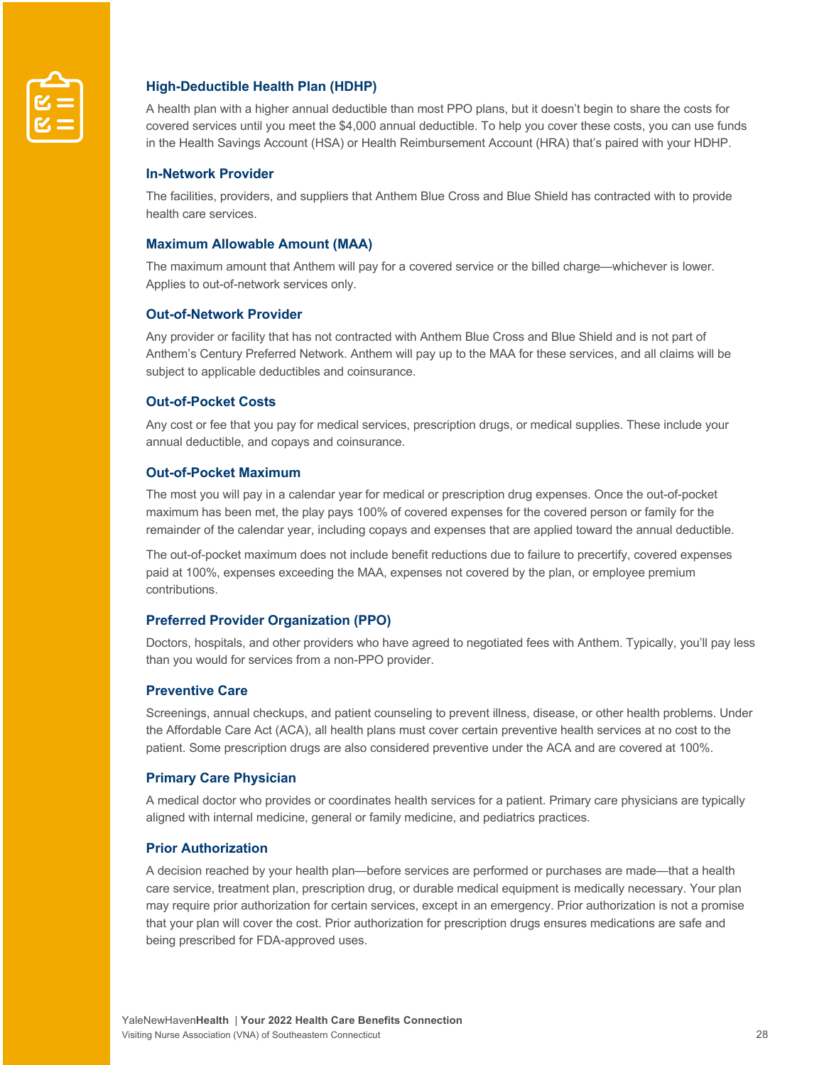### High-Deductible Health Plan (HDHP)

A health plan with a higher annual deductible than most PPO plans, but it doesn't begin to share the costs for covered services until you meet the $4,000 annual deductible. To help you cover these costs, you can use funds in the Health Savings Account (HSA) or Health Reimbursement Account (HRA) that's paired with your HDHP.

#### In-Network Provider

The facilities, providers, and suppliers that Anthem Blue Cross and Blue Shield has contracted with to provide health care services.

### Maximum Allowable Amount (MAA)

The maximum amount that Anthem will pay for a covered service or the billed charge—whichever is lower. Applies to out-of-network services only.

#### Out-of-Network Provider

Any provider or facility that has not contracted with Anthem Blue Cross and Blue Shield and is not part of Anthem's Century Preferred Network. Anthem will pay up to the MAA for these services, and all claims will be subject to applicable deductibles and coinsurance.

#### Out-of-Pocket Costs

Any cost or fee that you pay for medical services, prescription drugs, or medical supplies. These include your annual deductible, and copays and coinsurance.

#### Out-of-Pocket Maximum

The most you will pay in a calendar year for medical or prescription drug expenses. Once the out-of-pocket maximum has been met, the play pays 100% of covered expenses for the covered person or family for the remainder of the calendar year, including copays and expenses that are applied toward the annual deductible.

The out-of-pocket maximum does not include benefit reductions due to failure to precertify, covered expenses paid at 100%, expenses exceeding the MAA, expenses not covered by the plan, or employee premium contributions.

### Preferred Provider Organization (PPO)

Doctors, hospitals, and other providers who have agreed to negotiated fees with Anthem. Typically, you'll pay less than you would for services from a non-PPO provider.

#### Preventive Care

Screenings, annual checkups, and patient counseling to prevent illness, disease, or other health problems. Under the Affordable Care Act (ACA), all health plans must cover certain preventive health services at no cost to the patient. Some prescription drugs are also considered preventive under the ACA and are covered at 100%.

#### Primary Care Physician

A medical doctor who provides or coordinates health services for a patient. Primary care physicians are typically aligned with internal medicine, general or family medicine, and pediatrics practices.

#### Prior Authorization

A decision reached by your health plan—before services are performed or purchases are made—that a health care service, treatment plan, prescription drug, or durable medical equipment is medically necessary. Your plan may require prior authorization for certain services, except in an emergency. Prior authorization is not a promise that your plan will cover the cost. Prior authorization for prescription drugs ensures medications are safe and being prescribed for FDA-approved uses.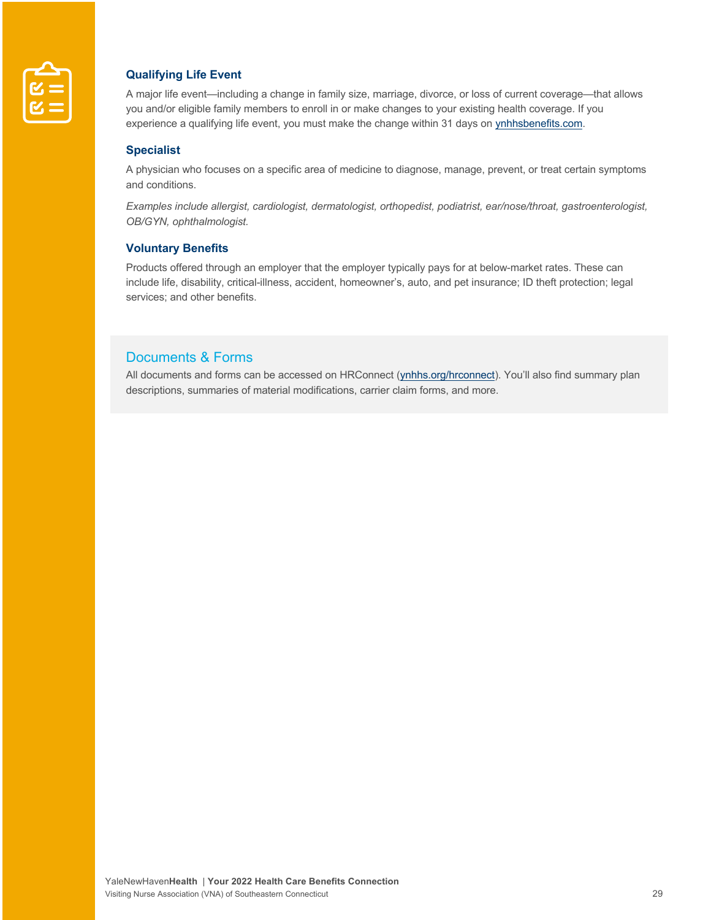### Qualifying Life Event

A major life event—including a change in family size, marriage, divorce, or loss of current coverage—that allows you and/or eligible family members to enroll in or make changes to your existing health coverage. If you experience a qualifying life event, you must make the change within 31 days on ynhhsbenefits.com.

### Specialist

A physician who focuses on a specific area of medicine to diagnose, manage, prevent, or treat certain symptoms and conditions.

*Examples include allergist, cardiologist, dermatologist, orthopedist, podiatrist, ear/nose/throat, gastroenterologist, OB/GYN, ophthalmologist.*

### Voluntary Benefits

Products offered through an employer that the employer typically pays for at below-market rates. These can include life, disability, critical-illness, accident, homeowner's, auto, and pet insurance; ID theft protection; legal services; and other benefits.

## Documents & Forms

All documents and forms can be accessed on HRConnect (ynhhs.org/hrconnect). You'll also find summary plan descriptions, summaries of material modifications, carrier claim forms, and more.